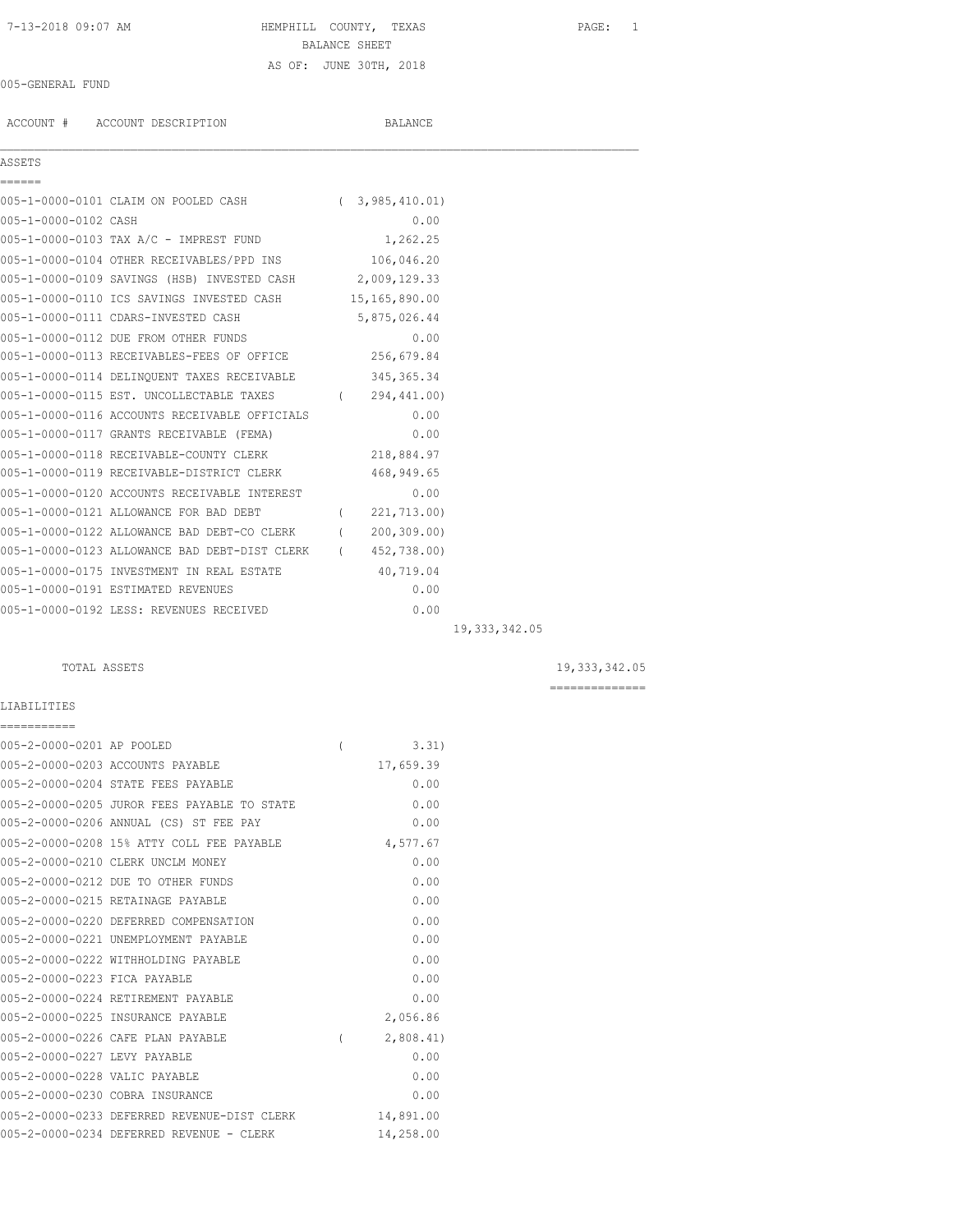HEMPHILL COUNTY, TEXAS
BALANCE SHEET
AS OF: JUNE 30TH, 2018

005-GENERAL FUND

| ACCOUNT # | ACCOUNT DESCRIPTION | BALANCE | | |
|---|---|---|---|---|
| **ASSETS** | | | | |
| 005-1-0000-0101 | CLAIM ON POOLED CASH | ( 3,985,410.01) | | |
| 005-1-0000-0102 | CASH | 0.00 | | |
| 005-1-0000-0103 | TAX A/C - IMPREST FUND | 1,262.25 | | |
| 005-1-0000-0104 | OTHER RECEIVABLES/PPD INS | 106,046.20 | | |
| 005-1-0000-0109 | SAVINGS (HSB) INVESTED CASH | 2,009,129.33 | | |
| 005-1-0000-0110 | ICS SAVINGS INVESTED CASH | 15,165,890.00 | | |
| 005-1-0000-0111 | CDARS-INVESTED CASH | 5,875,026.44 | | |
| 005-1-0000-0112 | DUE FROM OTHER FUNDS | 0.00 | | |
| 005-1-0000-0113 | RECEIVABLES-FEES OF OFFICE | 256,679.84 | | |
| 005-1-0000-0114 | DELINQUENT TAXES RECEIVABLE | 345,365.34 | | |
| 005-1-0000-0115 | EST. UNCOLLECTABLE TAXES | ( 294,441.00) | | |
| 005-1-0000-0116 | ACCOUNTS RECEIVABLE OFFICIALS | 0.00 | | |
| 005-1-0000-0117 | GRANTS RECEIVABLE (FEMA) | 0.00 | | |
| 005-1-0000-0118 | RECEIVABLE-COUNTY CLERK | 218,884.97 | | |
| 005-1-0000-0119 | RECEIVABLE-DISTRICT CLERK | 468,949.65 | | |
| 005-1-0000-0120 | ACCOUNTS RECEIVABLE INTEREST | 0.00 | | |
| 005-1-0000-0121 | ALLOWANCE FOR BAD DEBT | ( 221,713.00) | | |
| 005-1-0000-0122 | ALLOWANCE BAD DEBT-CO CLERK | ( 200,309.00) | | |
| 005-1-0000-0123 | ALLOWANCE BAD DEBT-DIST CLERK | ( 452,738.00) | | |
| 005-1-0000-0175 | INVESTMENT IN REAL ESTATE | 40,719.04 | | |
| 005-1-0000-0191 | ESTIMATED REVENUES | 0.00 | | |
| 005-1-0000-0192 | LESS: REVENUES RECEIVED | 0.00 | | |
| | | | 19,333,342.05 | |
| | TOTAL ASSETS | | | 19,333,342.05 |
| **LIABILITIES** | | | | |
| 005-2-0000-0201 | AP POOLED | ( 3.31) | | |
| 005-2-0000-0203 | ACCOUNTS PAYABLE | 17,659.39 | | |
| 005-2-0000-0204 | STATE FEES PAYABLE | 0.00 | | |
| 005-2-0000-0205 | JUROR FEES PAYABLE TO STATE | 0.00 | | |
| 005-2-0000-0206 | ANNUAL (CS) ST FEE PAY | 0.00 | | |
| 005-2-0000-0208 | 15% ATTY COLL FEE PAYABLE | 4,577.67 | | |
| 005-2-0000-0210 | CLERK UNCLM MONEY | 0.00 | | |
| 005-2-0000-0212 | DUE TO OTHER FUNDS | 0.00 | | |
| 005-2-0000-0215 | RETAINAGE PAYABLE | 0.00 | | |
| 005-2-0000-0220 | DEFERRED COMPENSATION | 0.00 | | |
| 005-2-0000-0221 | UNEMPLOYMENT PAYABLE | 0.00 | | |
| 005-2-0000-0222 | WITHHOLDING PAYABLE | 0.00 | | |
| 005-2-0000-0223 | FICA PAYABLE | 0.00 | | |
| 005-2-0000-0224 | RETIREMENT PAYABLE | 0.00 | | |
| 005-2-0000-0225 | INSURANCE PAYABLE | 2,056.86 | | |
| 005-2-0000-0226 | CAFE PLAN PAYABLE | ( 2,808.41) | | |
| 005-2-0000-0227 | LEVY PAYABLE | 0.00 | | |
| 005-2-0000-0228 | VALIC PAYABLE | 0.00 | | |
| 005-2-0000-0230 | COBRA INSURANCE | 0.00 | | |
| 005-2-0000-0233 | DEFERRED REVENUE-DIST CLERK | 14,891.00 | | |
| 005-2-0000-0234 | DEFERRED REVENUE - CLERK | 14,258.00 | | |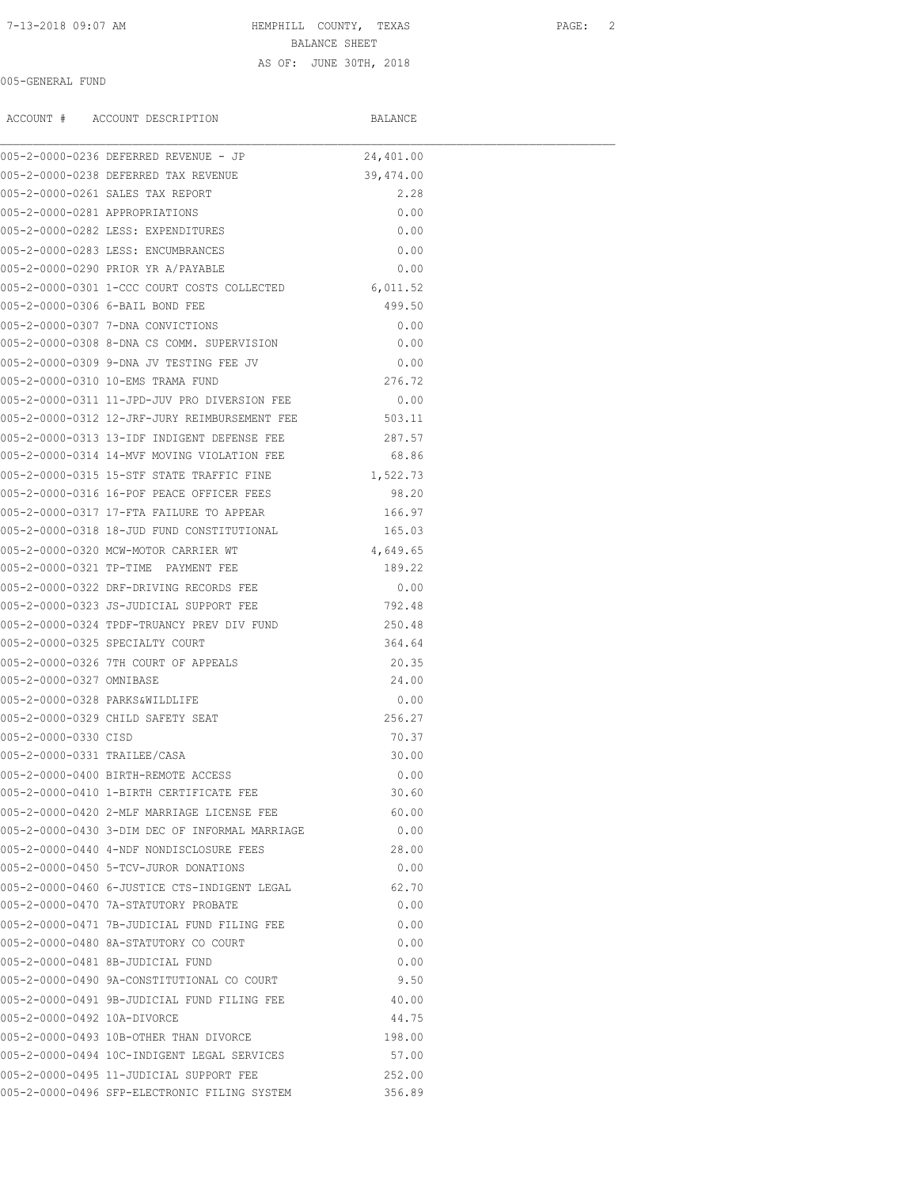HEMPHILL COUNTY, TEXAS
BALANCE SHEET
AS OF: JUNE 30TH, 2018

005-GENERAL FUND

| ACCOUNT # | ACCOUNT DESCRIPTION | BALANCE |
|---|---|---|
| 005-2-0000-0236 | DEFERRED REVENUE - JP | 24,401.00 |
| 005-2-0000-0238 | DEFERRED TAX REVENUE | 39,474.00 |
| 005-2-0000-0261 | SALES TAX REPORT | 2.28 |
| 005-2-0000-0281 | APPROPRIATIONS | 0.00 |
| 005-2-0000-0282 | LESS: EXPENDITURES | 0.00 |
| 005-2-0000-0283 | LESS: ENCUMBRANCES | 0.00 |
| 005-2-0000-0290 | PRIOR YR A/PAYABLE | 0.00 |
| 005-2-0000-0301 | 1-CCC COURT COSTS COLLECTED | 6,011.52 |
| 005-2-0000-0306 | 6-BAIL BOND FEE | 499.50 |
| 005-2-0000-0307 | 7-DNA CONVICTIONS | 0.00 |
| 005-2-0000-0308 | 8-DNA CS COMM. SUPERVISION | 0.00 |
| 005-2-0000-0309 | 9-DNA JV TESTING FEE JV | 0.00 |
| 005-2-0000-0310 | 10-EMS TRAMA FUND | 276.72 |
| 005-2-0000-0311 | 11-JPD-JUV PRO DIVERSION FEE | 0.00 |
| 005-2-0000-0312 | 12-JRF-JURY REIMBURSEMENT FEE | 503.11 |
| 005-2-0000-0313 | 13-IDF INDIGENT DEFENSE FEE | 287.57 |
| 005-2-0000-0314 | 14-MVF MOVING VIOLATION FEE | 68.86 |
| 005-2-0000-0315 | 15-STF STATE TRAFFIC FINE | 1,522.73 |
| 005-2-0000-0316 | 16-POF PEACE OFFICER FEES | 98.20 |
| 005-2-0000-0317 | 17-FTA FAILURE TO APPEAR | 166.97 |
| 005-2-0000-0318 | 18-JUD FUND CONSTITUTIONAL | 165.03 |
| 005-2-0000-0320 | MCW-MOTOR CARRIER WT | 4,649.65 |
| 005-2-0000-0321 | TP-TIME PAYMENT FEE | 189.22 |
| 005-2-0000-0322 | DRF-DRIVING RECORDS FEE | 0.00 |
| 005-2-0000-0323 | JS-JUDICIAL SUPPORT FEE | 792.48 |
| 005-2-0000-0324 | TPDF-TRUANCY PREV DIV FUND | 250.48 |
| 005-2-0000-0325 | SPECIALTY COURT | 364.64 |
| 005-2-0000-0326 | 7TH COURT OF APPEALS | 20.35 |
| 005-2-0000-0327 | OMNIBASE | 24.00 |
| 005-2-0000-0328 | PARKS&WILDLIFE | 0.00 |
| 005-2-0000-0329 | CHILD SAFETY SEAT | 256.27 |
| 005-2-0000-0330 | CISD | 70.37 |
| 005-2-0000-0331 | TRAILEE/CASA | 30.00 |
| 005-2-0000-0400 | BIRTH-REMOTE ACCESS | 0.00 |
| 005-2-0000-0410 | 1-BIRTH CERTIFICATE FEE | 30.60 |
| 005-2-0000-0420 | 2-MLF MARRIAGE LICENSE FEE | 60.00 |
| 005-2-0000-0430 | 3-DIM DEC OF INFORMAL MARRIAGE | 0.00 |
| 005-2-0000-0440 | 4-NDF NONDISCLOSURE FEES | 28.00 |
| 005-2-0000-0450 | 5-TCV-JUROR DONATIONS | 0.00 |
| 005-2-0000-0460 | 6-JUSTICE CTS-INDIGENT LEGAL | 62.70 |
| 005-2-0000-0470 | 7A-STATUTORY PROBATE | 0.00 |
| 005-2-0000-0471 | 7B-JUDICIAL FUND FILING FEE | 0.00 |
| 005-2-0000-0480 | 8A-STATUTORY CO COURT | 0.00 |
| 005-2-0000-0481 | 8B-JUDICIAL FUND | 0.00 |
| 005-2-0000-0490 | 9A-CONSTITUTIONAL CO COURT | 9.50 |
| 005-2-0000-0491 | 9B-JUDICIAL FUND FILING FEE | 40.00 |
| 005-2-0000-0492 | 10A-DIVORCE | 44.75 |
| 005-2-0000-0493 | 10B-OTHER THAN DIVORCE | 198.00 |
| 005-2-0000-0494 | 10C-INDIGENT LEGAL SERVICES | 57.00 |
| 005-2-0000-0495 | 11-JUDICIAL SUPPORT FEE | 252.00 |
| 005-2-0000-0496 | SFP-ELECTRONIC FILING SYSTEM | 356.89 |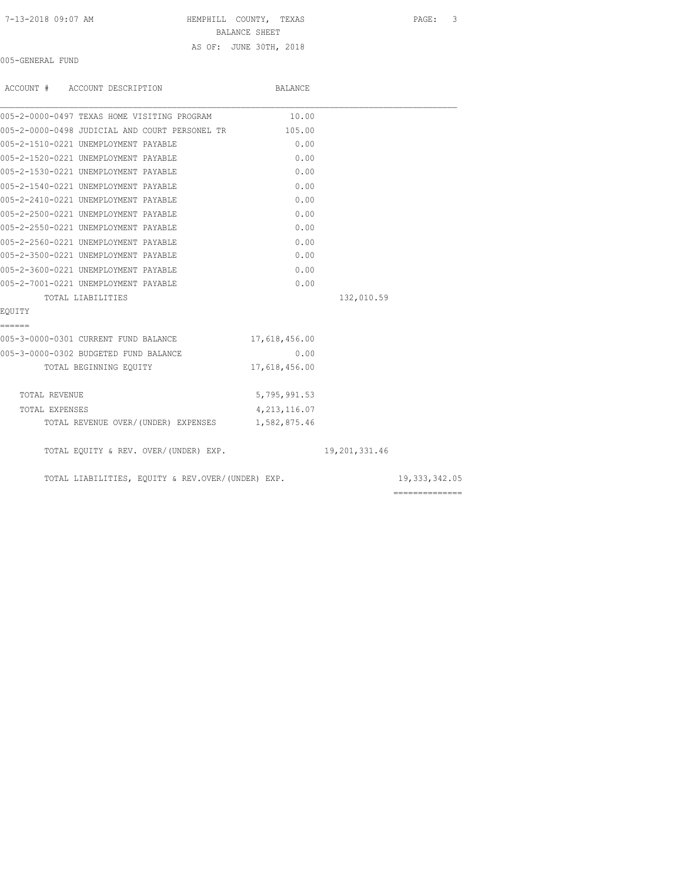HEMPHILL COUNTY, TEXAS
BALANCE SHEET
AS OF: JUNE 30TH, 2018

005-GENERAL FUND

| ACCOUNT # ACCOUNT DESCRIPTION | BALANCE | | |
|---|---|---|---|
| 005-2-0000-0497 TEXAS HOME VISITING PROGRAM | 10.00 | | |
| 005-2-0000-0498 JUDICIAL AND COURT PERSONEL TR | 105.00 | | |
| 005-2-1510-0221 UNEMPLOYMENT PAYABLE | 0.00 | | |
| 005-2-1520-0221 UNEMPLOYMENT PAYABLE | 0.00 | | |
| 005-2-1530-0221 UNEMPLOYMENT PAYABLE | 0.00 | | |
| 005-2-1540-0221 UNEMPLOYMENT PAYABLE | 0.00 | | |
| 005-2-2410-0221 UNEMPLOYMENT PAYABLE | 0.00 | | |
| 005-2-2500-0221 UNEMPLOYMENT PAYABLE | 0.00 | | |
| 005-2-2550-0221 UNEMPLOYMENT PAYABLE | 0.00 | | |
| 005-2-2560-0221 UNEMPLOYMENT PAYABLE | 0.00 | | |
| 005-2-3500-0221 UNEMPLOYMENT PAYABLE | 0.00 | | |
| 005-2-3600-0221 UNEMPLOYMENT PAYABLE | 0.00 | | |
| 005-2-7001-0221 UNEMPLOYMENT PAYABLE | 0.00 | | |
| TOTAL LIABILITIES | | 132,010.59 | |
| **EQUITY** | | | |
| 005-3-0000-0301 CURRENT FUND BALANCE | 17,618,456.00 | | |
| 005-3-0000-0302 BUDGETED FUND BALANCE | 0.00 | | |
| TOTAL BEGINNING EQUITY | 17,618,456.00 | | |
| TOTAL REVENUE | 5,795,991.53 | | |
| TOTAL EXPENSES | 4,213,116.07 | | |
| TOTAL REVENUE OVER/(UNDER) EXPENSES | 1,582,875.46 | | |
| TOTAL EQUITY & REV. OVER/(UNDER) EXP. | | 19,201,331.46 | |
| TOTAL LIABILITIES, EQUITY & REV.OVER/(UNDER) EXP. | | | 19,333,342.05 |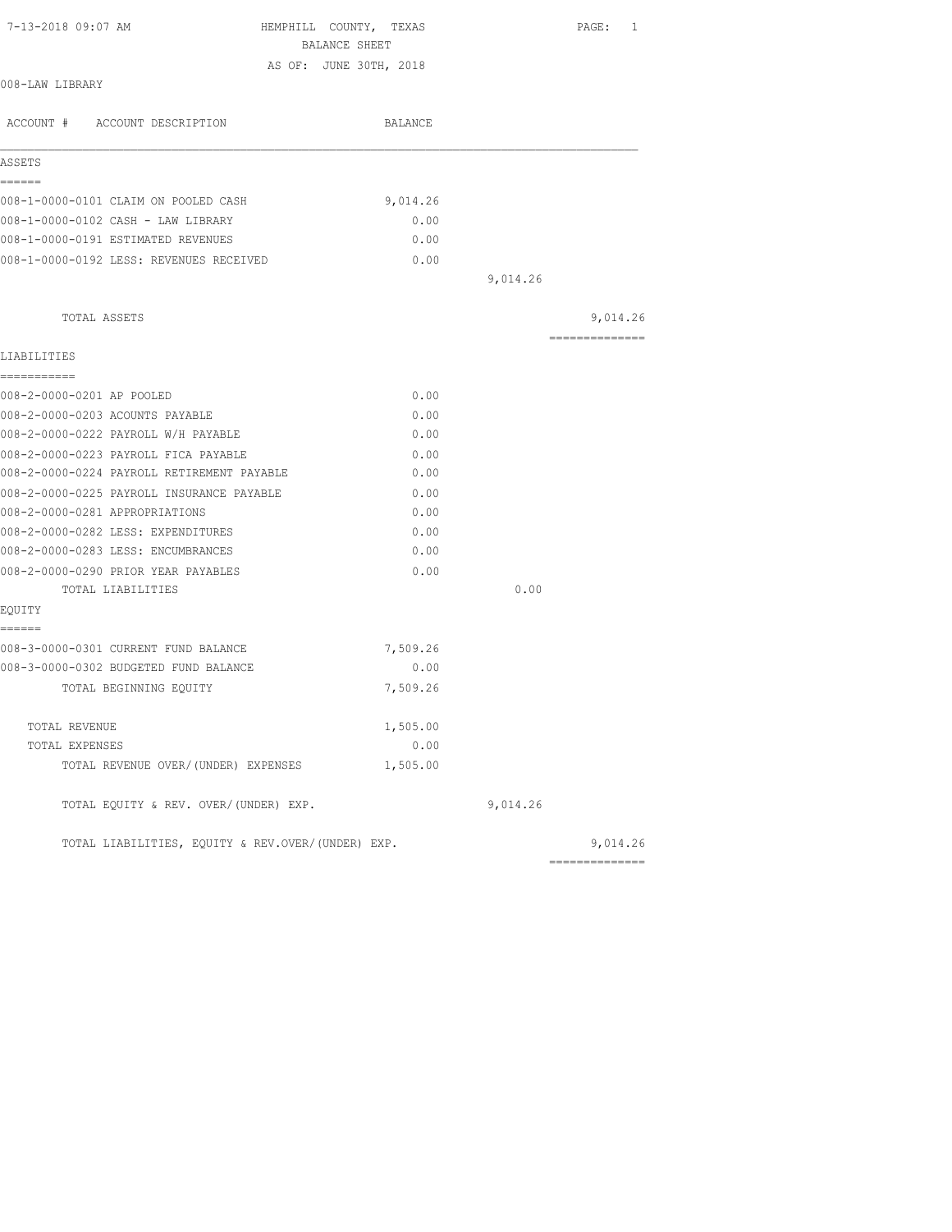7-13-2018 09:07 AM

# HEMPHILL COUNTY, TEXAS
## BALANCE SHEET
AS OF: JUNE 30TH, 2018

008-LAW LIBRARY

| ACCOUNT # ACCOUNT DESCRIPTION | BALANCE | | |
|---|---|---|---|
| **ASSETS** | | | |
| 008-1-0000-0101 CLAIM ON POOLED CASH | 9,014.26 | | |
| 008-1-0000-0102 CASH - LAW LIBRARY | 0.00 | | |
| 008-1-0000-0191 ESTIMATED REVENUES | 0.00 | | |
| 008-1-0000-0192 LESS: REVENUES RECEIVED | 0.00 | | |
| | | 9,014.26 | |
| TOTAL ASSETS | | | 9,014.26 |
| **LIABILITIES** | | | |
| 008-2-0000-0201 AP POOLED | 0.00 | | |
| 008-2-0000-0203 ACOUNTS PAYABLE | 0.00 | | |
| 008-2-0000-0222 PAYROLL W/H PAYABLE | 0.00 | | |
| 008-2-0000-0223 PAYROLL FICA PAYABLE | 0.00 | | |
| 008-2-0000-0224 PAYROLL RETIREMENT PAYABLE | 0.00 | | |
| 008-2-0000-0225 PAYROLL INSURANCE PAYABLE | 0.00 | | |
| 008-2-0000-0281 APPROPRIATIONS | 0.00 | | |
| 008-2-0000-0282 LESS: EXPENDITURES | 0.00 | | |
| 008-2-0000-0283 LESS: ENCUMBRANCES | 0.00 | | |
| 008-2-0000-0290 PRIOR YEAR PAYABLES | 0.00 | | |
| TOTAL LIABILITIES | | 0.00 | |
| **EQUITY** | | | |
| 008-3-0000-0301 CURRENT FUND BALANCE | 7,509.26 | | |
| 008-3-0000-0302 BUDGETED FUND BALANCE | 0.00 | | |
| TOTAL BEGINNING EQUITY | 7,509.26 | | |
| TOTAL REVENUE | 1,505.00 | | |
| TOTAL EXPENSES | 0.00 | | |
| TOTAL REVENUE OVER/(UNDER) EXPENSES | 1,505.00 | | |
| TOTAL EQUITY & REV. OVER/(UNDER) EXP. | | 9,014.26 | |
| TOTAL LIABILITIES, EQUITY & REV.OVER/(UNDER) EXP. | | | 9,014.26 |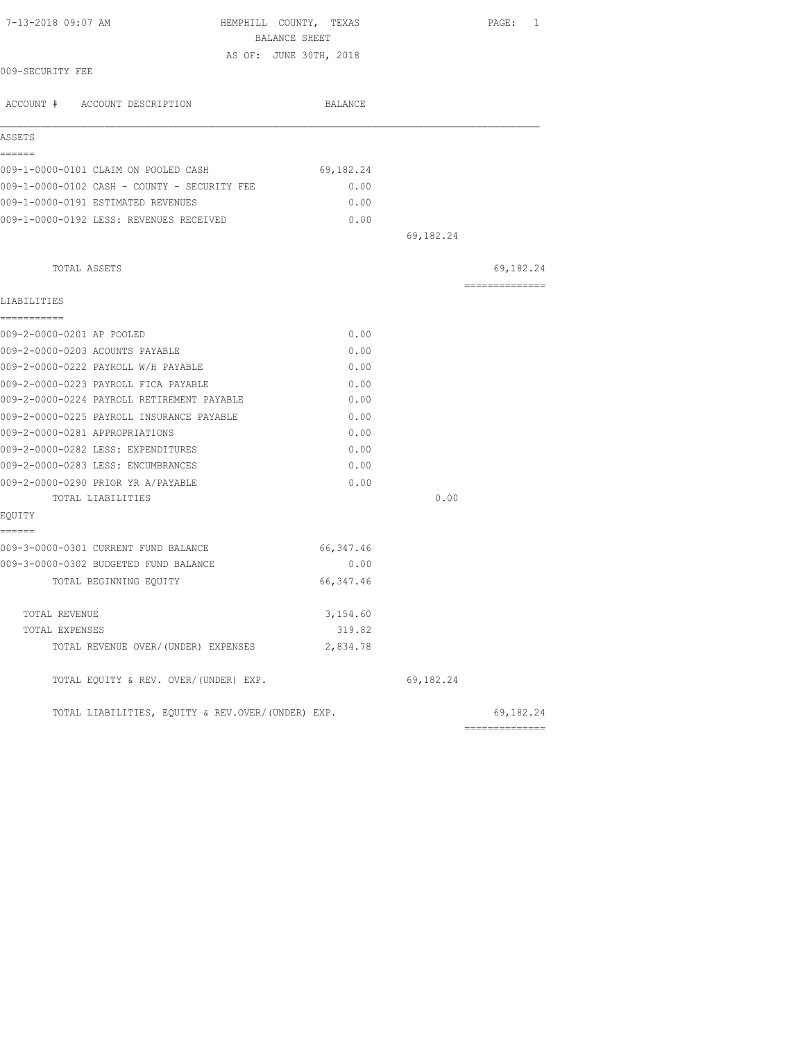HEMPHILL COUNTY, TEXAS
BALANCE SHEET
AS OF: JUNE 30TH, 2018

7-13-2018 09:07 AM

009-SECURITY FEE

| ACCOUNT # ACCOUNT DESCRIPTION | BALANCE | | |
|---|---|---|---|
| **ASSETS** | | | |
| 009-1-0000-0101 CLAIM ON POOLED CASH | 69,182.24 | | |
| 009-1-0000-0102 CASH - COUNTY - SECURITY FEE | 0.00 | | |
| 009-1-0000-0191 ESTIMATED REVENUES | 0.00 | | |
| 009-1-0000-0192 LESS: REVENUES RECEIVED | 0.00 | | |
| | | 69,182.24 | |
| TOTAL ASSETS | | | 69,182.24 |
| **LIABILITIES** | | | |
| 009-2-0000-0201 AP POOLED | 0.00 | | |
| 009-2-0000-0203 ACOUNTS PAYABLE | 0.00 | | |
| 009-2-0000-0222 PAYROLL W/H PAYABLE | 0.00 | | |
| 009-2-0000-0223 PAYROLL FICA PAYABLE | 0.00 | | |
| 009-2-0000-0224 PAYROLL RETIREMENT PAYABLE | 0.00 | | |
| 009-2-0000-0225 PAYROLL INSURANCE PAYABLE | 0.00 | | |
| 009-2-0000-0281 APPROPRIATIONS | 0.00 | | |
| 009-2-0000-0282 LESS: EXPENDITURES | 0.00 | | |
| 009-2-0000-0283 LESS: ENCUMBRANCES | 0.00 | | |
| 009-2-0000-0290 PRIOR YR A/PAYABLE | 0.00 | | |
| TOTAL LIABILITIES | | 0.00 | |
| **EQUITY** | | | |
| 009-3-0000-0301 CURRENT FUND BALANCE | 66,347.46 | | |
| 009-3-0000-0302 BUDGETED FUND BALANCE | 0.00 | | |
| TOTAL BEGINNING EQUITY | 66,347.46 | | |
| TOTAL REVENUE | 3,154.60 | | |
| TOTAL EXPENSES | 319.82 | | |
| TOTAL REVENUE OVER/(UNDER) EXPENSES | 2,834.78 | | |
| TOTAL EQUITY & REV. OVER/(UNDER) EXP. | | 69,182.24 | |
| TOTAL LIABILITIES, EQUITY & REV.OVER/(UNDER) EXP. | | | 69,182.24 |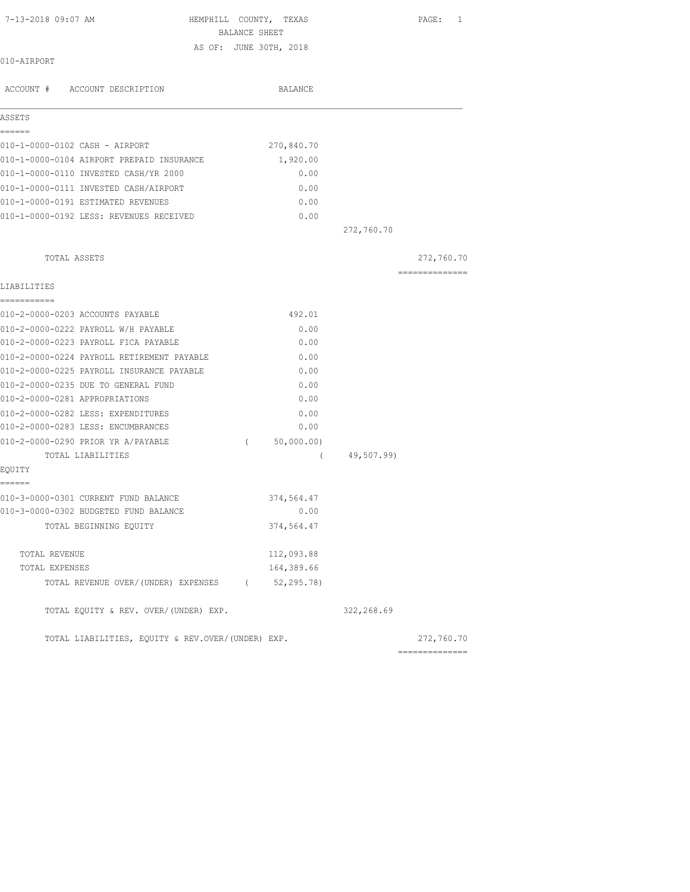# HEMPHILL COUNTY, TEXAS

## BALANCE SHEET

AS OF: JUNE 30TH, 2018

7-13-2018 09:07 AM

010-AIRPORT

| ACCOUNT # ACCOUNT DESCRIPTION | BALANCE | | |
|---|---|---|---|
| **ASSETS** | | | |
| 010-1-0000-0102 CASH - AIRPORT | 270,840.70 | | |
| 010-1-0000-0104 AIRPORT PREPAID INSURANCE | 1,920.00 | | |
| 010-1-0000-0110 INVESTED CASH/YR 2000 | 0.00 | | |
| 010-1-0000-0111 INVESTED CASH/AIRPORT | 0.00 | | |
| 010-1-0000-0191 ESTIMATED REVENUES | 0.00 | | |
| 010-1-0000-0192 LESS: REVENUES RECEIVED | 0.00 | | |
| | | 272,760.70 | |
| TOTAL ASSETS | | | 272,760.70 |
| **LIABILITIES** | | | |
| 010-2-0000-0203 ACCOUNTS PAYABLE | 492.01 | | |
| 010-2-0000-0222 PAYROLL W/H PAYABLE | 0.00 | | |
| 010-2-0000-0223 PAYROLL FICA PAYABLE | 0.00 | | |
| 010-2-0000-0224 PAYROLL RETIREMENT PAYABLE | 0.00 | | |
| 010-2-0000-0225 PAYROLL INSURANCE PAYABLE | 0.00 | | |
| 010-2-0000-0235 DUE TO GENERAL FUND | 0.00 | | |
| 010-2-0000-0281 APPROPRIATIONS | 0.00 | | |
| 010-2-0000-0282 LESS: EXPENDITURES | 0.00 | | |
| 010-2-0000-0283 LESS: ENCUMBRANCES | 0.00 | | |
| 010-2-0000-0290 PRIOR YR A/PAYABLE | ( 50,000.00) | | |
| TOTAL LIABILITIES | | ( 49,507.99) | |
| **EQUITY** | | | |
| 010-3-0000-0301 CURRENT FUND BALANCE | 374,564.47 | | |
| 010-3-0000-0302 BUDGETED FUND BALANCE | 0.00 | | |
| TOTAL BEGINNING EQUITY | 374,564.47 | | |
| TOTAL REVENUE | 112,093.88 | | |
| TOTAL EXPENSES | 164,389.66 | | |
| TOTAL REVENUE OVER/(UNDER) EXPENSES | ( 52,295.78) | | |
| TOTAL EQUITY & REV. OVER/(UNDER) EXP. | | 322,268.69 | |
| TOTAL LIABILITIES, EQUITY & REV.OVER/(UNDER) EXP. | | | 272,760.70 |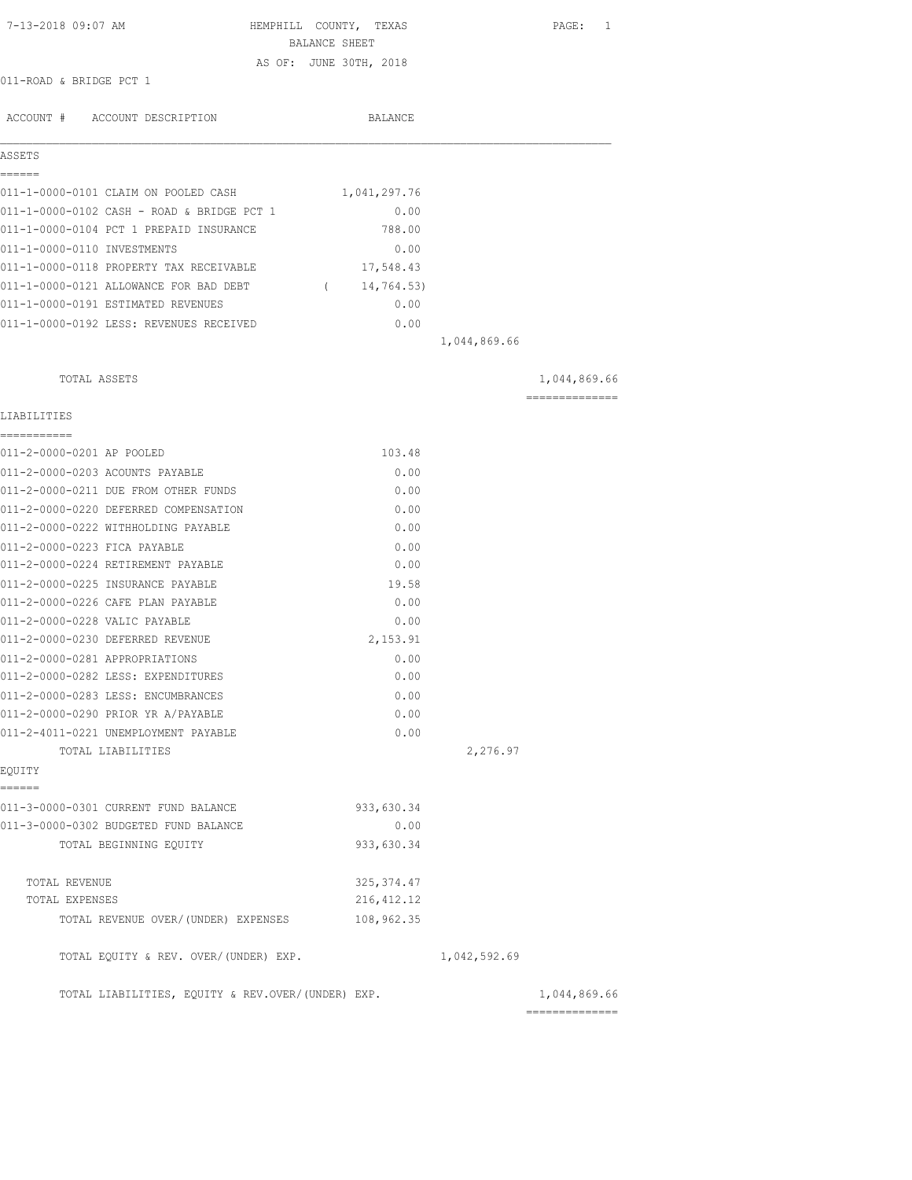7-13-2018 09:07 AM

# HEMPHILL COUNTY, TEXAS
## BALANCE SHEET
### AS OF: JUNE 30TH, 2018

011-ROAD & BRIDGE PCT 1

| ACCOUNT # | ACCOUNT DESCRIPTION | BALANCE | | |
|---|---|---|---|---|
| **ASSETS** | | | | |
| 011-1-0000-0101 | CLAIM ON POOLED CASH | 1,041,297.76 | | |
| 011-1-0000-0102 | CASH - ROAD & BRIDGE PCT 1 | 0.00 | | |
| 011-1-0000-0104 | PCT 1 PREPAID INSURANCE | 788.00 | | |
| 011-1-0000-0110 | INVESTMENTS | 0.00 | | |
| 011-1-0000-0118 | PROPERTY TAX RECEIVABLE | 17,548.43 | | |
| 011-1-0000-0121 | ALLOWANCE FOR BAD DEBT | ( 14,764.53) | | |
| 011-1-0000-0191 | ESTIMATED REVENUES | 0.00 | | |
| 011-1-0000-0192 | LESS: REVENUES RECEIVED | 0.00 | | |
| | | | 1,044,869.66 | |
| | TOTAL ASSETS | | | 1,044,869.66 |
| **LIABILITIES** | | | | |
| 011-2-0000-0201 | AP POOLED | 103.48 | | |
| 011-2-0000-0203 | ACOUNTS PAYABLE | 0.00 | | |
| 011-2-0000-0211 | DUE FROM OTHER FUNDS | 0.00 | | |
| 011-2-0000-0220 | DEFERRED COMPENSATION | 0.00 | | |
| 011-2-0000-0222 | WITHHOLDING PAYABLE | 0.00 | | |
| 011-2-0000-0223 | FICA PAYABLE | 0.00 | | |
| 011-2-0000-0224 | RETIREMENT PAYABLE | 0.00 | | |
| 011-2-0000-0225 | INSURANCE PAYABLE | 19.58 | | |
| 011-2-0000-0226 | CAFE PLAN PAYABLE | 0.00 | | |
| 011-2-0000-0228 | VALIC PAYABLE | 0.00 | | |
| 011-2-0000-0230 | DEFERRED REVENUE | 2,153.91 | | |
| 011-2-0000-0281 | APPROPRIATIONS | 0.00 | | |
| 011-2-0000-0282 | LESS: EXPENDITURES | 0.00 | | |
| 011-2-0000-0283 | LESS: ENCUMBRANCES | 0.00 | | |
| 011-2-0000-0290 | PRIOR YR A/PAYABLE | 0.00 | | |
| 011-2-4011-0221 | UNEMPLOYMENT PAYABLE | 0.00 | | |
| | TOTAL LIABILITIES | | 2,276.97 | |
| **EQUITY** | | | | |
| 011-3-0000-0301 | CURRENT FUND BALANCE | 933,630.34 | | |
| 011-3-0000-0302 | BUDGETED FUND BALANCE | 0.00 | | |
| | TOTAL BEGINNING EQUITY | 933,630.34 | | |
| | TOTAL REVENUE | 325,374.47 | | |
| | TOTAL EXPENSES | 216,412.12 | | |
| | TOTAL REVENUE OVER/(UNDER) EXPENSES | 108,962.35 | | |
| | TOTAL EQUITY & REV. OVER/(UNDER) EXP. | | 1,042,592.69 | |
| | TOTAL LIABILITIES, EQUITY & REV.OVER/(UNDER) EXP. | | | 1,044,869.66 |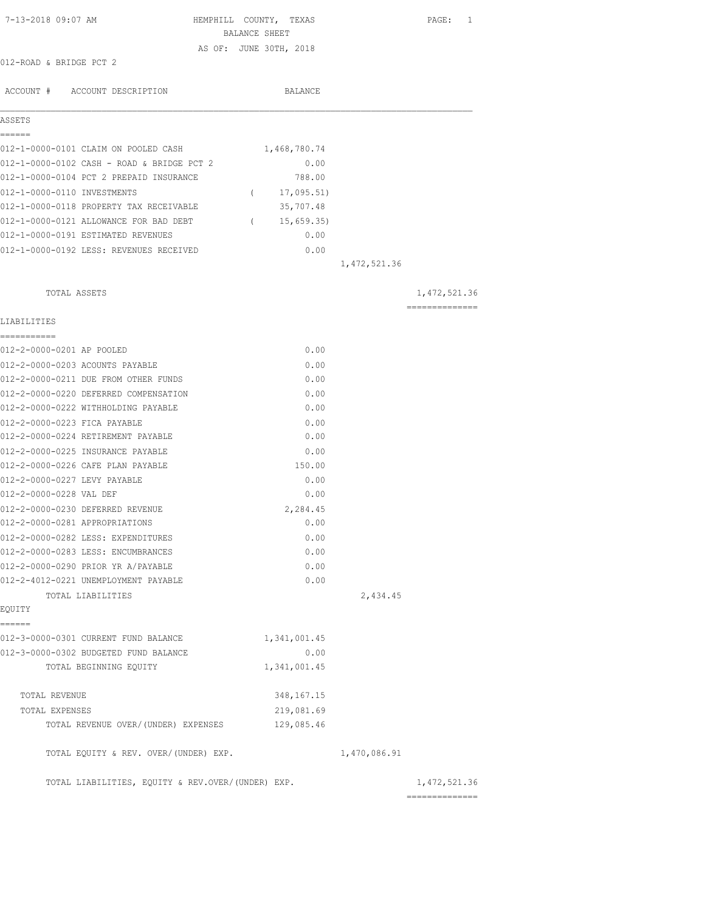HEMPHILL COUNTY, TEXAS
BALANCE SHEET
AS OF: JUNE 30TH, 2018

7-13-2018 09:07 AM

012-ROAD & BRIDGE PCT 2

| ACCOUNT # | ACCOUNT DESCRIPTION | BALANCE | | |
|---|---|---|---|---|
| **ASSETS** | | | | |
| 012-1-0000-0101 | CLAIM ON POOLED CASH | 1,468,780.74 | | |
| 012-1-0000-0102 | CASH - ROAD & BRIDGE PCT 2 | 0.00 | | |
| 012-1-0000-0104 | PCT 2 PREPAID INSURANCE | 788.00 | | |
| 012-1-0000-0110 | INVESTMENTS | ( 17,095.51) | | |
| 012-1-0000-0118 | PROPERTY TAX RECEIVABLE | 35,707.48 | | |
| 012-1-0000-0121 | ALLOWANCE FOR BAD DEBT | ( 15,659.35) | | |
| 012-1-0000-0191 | ESTIMATED REVENUES | 0.00 | | |
| 012-1-0000-0192 | LESS: REVENUES RECEIVED | 0.00 | | |
| | | | 1,472,521.36 | |
| | TOTAL ASSETS | | | 1,472,521.36 |
| **LIABILITIES** | | | | |
| 012-2-0000-0201 | AP POOLED | 0.00 | | |
| 012-2-0000-0203 | ACOUNTS PAYABLE | 0.00 | | |
| 012-2-0000-0211 | DUE FROM OTHER FUNDS | 0.00 | | |
| 012-2-0000-0220 | DEFERRED COMPENSATION | 0.00 | | |
| 012-2-0000-0222 | WITHHOLDING PAYABLE | 0.00 | | |
| 012-2-0000-0223 | FICA PAYABLE | 0.00 | | |
| 012-2-0000-0224 | RETIREMENT PAYABLE | 0.00 | | |
| 012-2-0000-0225 | INSURANCE PAYABLE | 0.00 | | |
| 012-2-0000-0226 | CAFE PLAN PAYABLE | 150.00 | | |
| 012-2-0000-0227 | LEVY PAYABLE | 0.00 | | |
| 012-2-0000-0228 | VAL DEF | 0.00 | | |
| 012-2-0000-0230 | DEFERRED REVENUE | 2,284.45 | | |
| 012-2-0000-0281 | APPROPRIATIONS | 0.00 | | |
| 012-2-0000-0282 | LESS: EXPENDITURES | 0.00 | | |
| 012-2-0000-0283 | LESS: ENCUMBRANCES | 0.00 | | |
| 012-2-0000-0290 | PRIOR YR A/PAYABLE | 0.00 | | |
| 012-2-4012-0221 | UNEMPLOYMENT PAYABLE | 0.00 | | |
| | TOTAL LIABILITIES | | 2,434.45 | |
| **EQUITY** | | | | |
| 012-3-0000-0301 | CURRENT FUND BALANCE | 1,341,001.45 | | |
| 012-3-0000-0302 | BUDGETED FUND BALANCE | 0.00 | | |
| | TOTAL BEGINNING EQUITY | 1,341,001.45 | | |
| | TOTAL REVENUE | 348,167.15 | | |
| | TOTAL EXPENSES | 219,081.69 | | |
| | TOTAL REVENUE OVER/(UNDER) EXPENSES | 129,085.46 | | |
| | TOTAL EQUITY & REV. OVER/(UNDER) EXP. | | 1,470,086.91 | |
| | TOTAL LIABILITIES, EQUITY & REV.OVER/(UNDER) EXP. | | | 1,472,521.36 |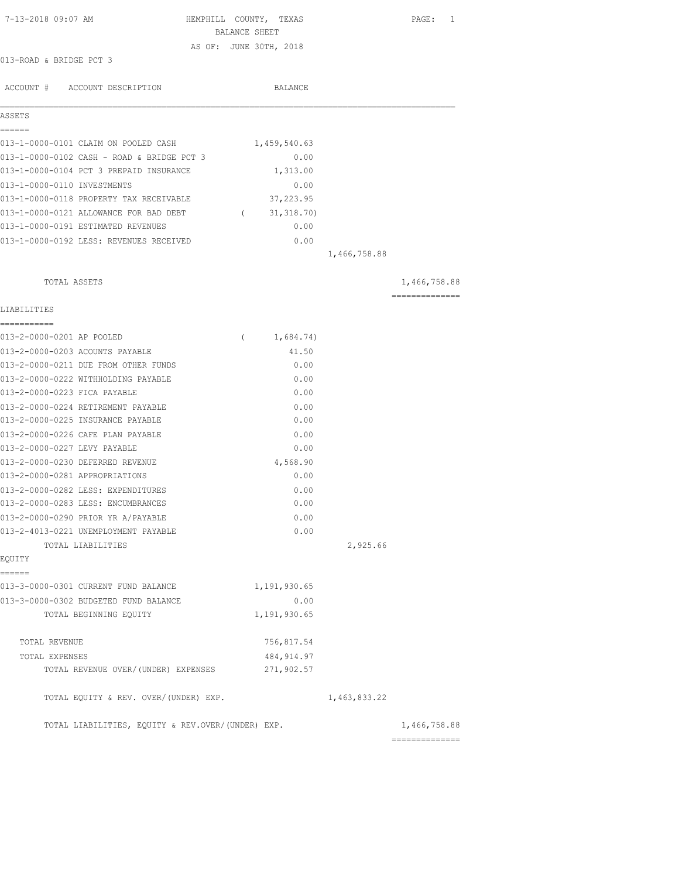HEMPHILL COUNTY, TEXAS
BALANCE SHEET
AS OF: JUNE 30TH, 2018

7-13-2018 09:07 AM

013-ROAD & BRIDGE PCT 3

| ACCOUNT # | ACCOUNT DESCRIPTION | BALANCE | | |
|---|---|---|---|---|
| **ASSETS** | | | | |
| 013-1-0000-0101 | CLAIM ON POOLED CASH | 1,459,540.63 | | |
| 013-1-0000-0102 | CASH - ROAD & BRIDGE PCT 3 | 0.00 | | |
| 013-1-0000-0104 | PCT 3 PREPAID INSURANCE | 1,313.00 | | |
| 013-1-0000-0110 | INVESTMENTS | 0.00 | | |
| 013-1-0000-0118 | PROPERTY TAX RECEIVABLE | 37,223.95 | | |
| 013-1-0000-0121 | ALLOWANCE FOR BAD DEBT | ( 31,318.70) | | |
| 013-1-0000-0191 | ESTIMATED REVENUES | 0.00 | | |
| 013-1-0000-0192 | LESS: REVENUES RECEIVED | 0.00 | | |
| | | | 1,466,758.88 | |
| | TOTAL ASSETS | | | 1,466,758.88 |
| **LIABILITIES** | | | | |
| 013-2-0000-0201 | AP POOLED | ( 1,684.74) | | |
| 013-2-0000-0203 | ACOUNTS PAYABLE | 41.50 | | |
| 013-2-0000-0211 | DUE FROM OTHER FUNDS | 0.00 | | |
| 013-2-0000-0222 | WITHHOLDING PAYABLE | 0.00 | | |
| 013-2-0000-0223 | FICA PAYABLE | 0.00 | | |
| 013-2-0000-0224 | RETIREMENT PAYABLE | 0.00 | | |
| 013-2-0000-0225 | INSURANCE PAYABLE | 0.00 | | |
| 013-2-0000-0226 | CAFE PLAN PAYABLE | 0.00 | | |
| 013-2-0000-0227 | LEVY PAYABLE | 0.00 | | |
| 013-2-0000-0230 | DEFERRED REVENUE | 4,568.90 | | |
| 013-2-0000-0281 | APPROPRIATIONS | 0.00 | | |
| 013-2-0000-0282 | LESS: EXPENDITURES | 0.00 | | |
| 013-2-0000-0283 | LESS: ENCUMBRANCES | 0.00 | | |
| 013-2-0000-0290 | PRIOR YR A/PAYABLE | 0.00 | | |
| 013-2-4013-0221 | UNEMPLOYMENT PAYABLE | 0.00 | | |
| | TOTAL LIABILITIES | | 2,925.66 | |
| **EQUITY** | | | | |
| 013-3-0000-0301 | CURRENT FUND BALANCE | 1,191,930.65 | | |
| 013-3-0000-0302 | BUDGETED FUND BALANCE | 0.00 | | |
| | TOTAL BEGINNING EQUITY | 1,191,930.65 | | |
| | TOTAL REVENUE | 756,817.54 | | |
| | TOTAL EXPENSES | 484,914.97 | | |
| | TOTAL REVENUE OVER/(UNDER) EXPENSES | 271,902.57 | | |
| | TOTAL EQUITY & REV. OVER/(UNDER) EXP. | | 1,463,833.22 | |
| | TOTAL LIABILITIES, EQUITY & REV.OVER/(UNDER) EXP. | | | 1,466,758.88 |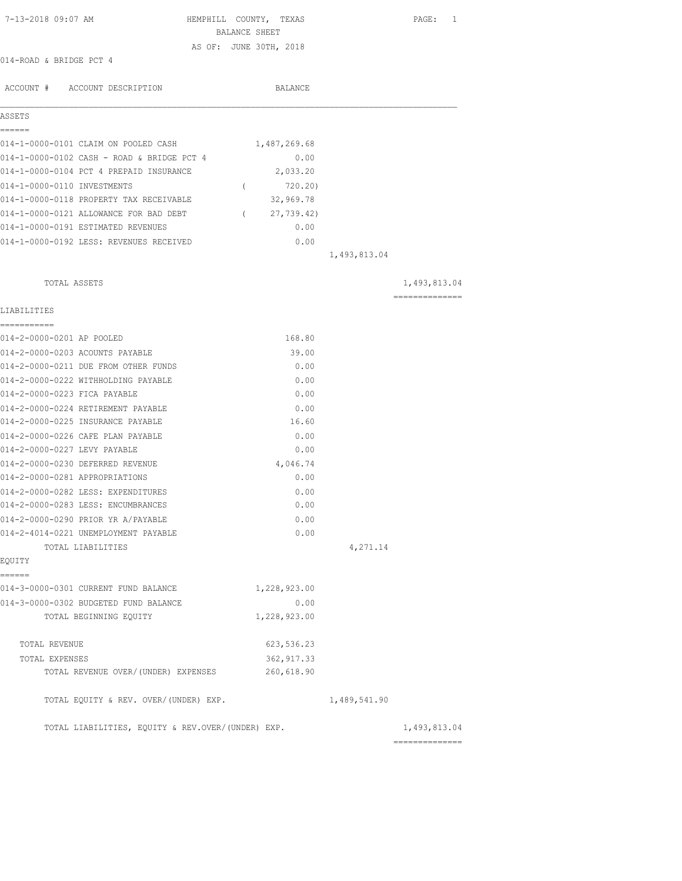7-13-2018 09:07 AM

# HEMPHILL COUNTY, TEXAS
## BALANCE SHEET
### AS OF: JUNE 30TH, 2018

014-ROAD & BRIDGE PCT 4

| ACCOUNT # | ACCOUNT DESCRIPTION | BALANCE | | |
|---|---|---|---|---|
| **ASSETS** | | | | |
| 014-1-0000-0101 | CLAIM ON POOLED CASH | 1,487,269.68 | | |
| 014-1-0000-0102 | CASH - ROAD & BRIDGE PCT 4 | 0.00 | | |
| 014-1-0000-0104 | PCT 4 PREPAID INSURANCE | 2,033.20 | | |
| 014-1-0000-0110 | INVESTMENTS | ( 720.20) | | |
| 014-1-0000-0118 | PROPERTY TAX RECEIVABLE | 32,969.78 | | |
| 014-1-0000-0121 | ALLOWANCE FOR BAD DEBT | ( 27,739.42) | | |
| 014-1-0000-0191 | ESTIMATED REVENUES | 0.00 | | |
| 014-1-0000-0192 | LESS: REVENUES RECEIVED | 0.00 | | |
| | | | 1,493,813.04 | |
| | TOTAL ASSETS | | | 1,493,813.04 |
| **LIABILITIES** | | | | |
| 014-2-0000-0201 | AP POOLED | 168.80 | | |
| 014-2-0000-0203 | ACOUNTS PAYABLE | 39.00 | | |
| 014-2-0000-0211 | DUE FROM OTHER FUNDS | 0.00 | | |
| 014-2-0000-0222 | WITHHOLDING PAYABLE | 0.00 | | |
| 014-2-0000-0223 | FICA PAYABLE | 0.00 | | |
| 014-2-0000-0224 | RETIREMENT PAYABLE | 0.00 | | |
| 014-2-0000-0225 | INSURANCE PAYABLE | 16.60 | | |
| 014-2-0000-0226 | CAFE PLAN PAYABLE | 0.00 | | |
| 014-2-0000-0227 | LEVY PAYABLE | 0.00 | | |
| 014-2-0000-0230 | DEFERRED REVENUE | 4,046.74 | | |
| 014-2-0000-0281 | APPROPRIATIONS | 0.00 | | |
| 014-2-0000-0282 | LESS: EXPENDITURES | 0.00 | | |
| 014-2-0000-0283 | LESS: ENCUMBRANCES | 0.00 | | |
| 014-2-0000-0290 | PRIOR YR A/PAYABLE | 0.00 | | |
| 014-2-4014-0221 | UNEMPLOYMENT PAYABLE | 0.00 | | |
| | TOTAL LIABILITIES | | 4,271.14 | |
| **EQUITY** | | | | |
| 014-3-0000-0301 | CURRENT FUND BALANCE | 1,228,923.00 | | |
| 014-3-0000-0302 | BUDGETED FUND BALANCE | 0.00 | | |
| | TOTAL BEGINNING EQUITY | 1,228,923.00 | | |
| | TOTAL REVENUE | 623,536.23 | | |
| | TOTAL EXPENSES | 362,917.33 | | |
| | TOTAL REVENUE OVER/(UNDER) EXPENSES | 260,618.90 | | |
| | TOTAL EQUITY & REV. OVER/(UNDER) EXP. | | 1,489,541.90 | |
| | TOTAL LIABILITIES, EQUITY & REV.OVER/(UNDER) EXP. | | | 1,493,813.04 |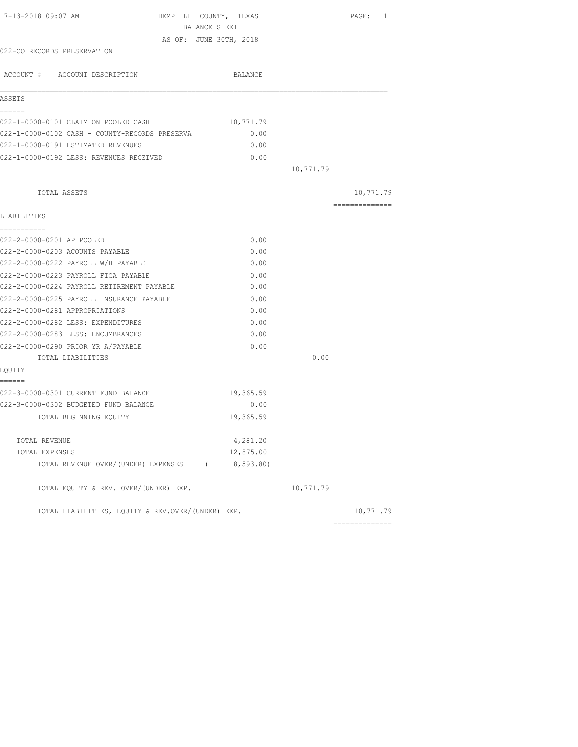7-13-2018 09:07 AM

# HEMPHILL COUNTY, TEXAS

## BALANCE SHEET

AS OF: JUNE 30TH, 2018

022-CO RECORDS PRESERVATION

| ACCOUNT # ACCOUNT DESCRIPTION | BALANCE | | |
|---|---|---|---|
| **ASSETS** | | | |
| 022-1-0000-0101 CLAIM ON POOLED CASH | 10,771.79 | | |
| 022-1-0000-0102 CASH - COUNTY-RECORDS PRESERVA | 0.00 | | |
| 022-1-0000-0191 ESTIMATED REVENUES | 0.00 | | |
| 022-1-0000-0192 LESS: REVENUES RECEIVED | 0.00 | | |
| | | 10,771.79 | |
| TOTAL ASSETS | | | 10,771.79 |
| **LIABILITIES** | | | |
| 022-2-0000-0201 AP POOLED | 0.00 | | |
| 022-2-0000-0203 ACOUNTS PAYABLE | 0.00 | | |
| 022-2-0000-0222 PAYROLL W/H PAYABLE | 0.00 | | |
| 022-2-0000-0223 PAYROLL FICA PAYABLE | 0.00 | | |
| 022-2-0000-0224 PAYROLL RETIREMENT PAYABLE | 0.00 | | |
| 022-2-0000-0225 PAYROLL INSURANCE PAYABLE | 0.00 | | |
| 022-2-0000-0281 APPROPRIATIONS | 0.00 | | |
| 022-2-0000-0282 LESS: EXPENDITURES | 0.00 | | |
| 022-2-0000-0283 LESS: ENCUMBRANCES | 0.00 | | |
| 022-2-0000-0290 PRIOR YR A/PAYABLE | 0.00 | | |
| TOTAL LIABILITIES | | 0.00 | |
| **EQUITY** | | | |
| 022-3-0000-0301 CURRENT FUND BALANCE | 19,365.59 | | |
| 022-3-0000-0302 BUDGETED FUND BALANCE | 0.00 | | |
| TOTAL BEGINNING EQUITY | 19,365.59 | | |
| TOTAL REVENUE | 4,281.20 | | |
| TOTAL EXPENSES | 12,875.00 | | |
| TOTAL REVENUE OVER/(UNDER) EXPENSES | ( 8,593.80) | | |
| TOTAL EQUITY & REV. OVER/(UNDER) EXP. | | 10,771.79 | |
| TOTAL LIABILITIES, EQUITY & REV.OVER/(UNDER) EXP. | | | 10,771.79 |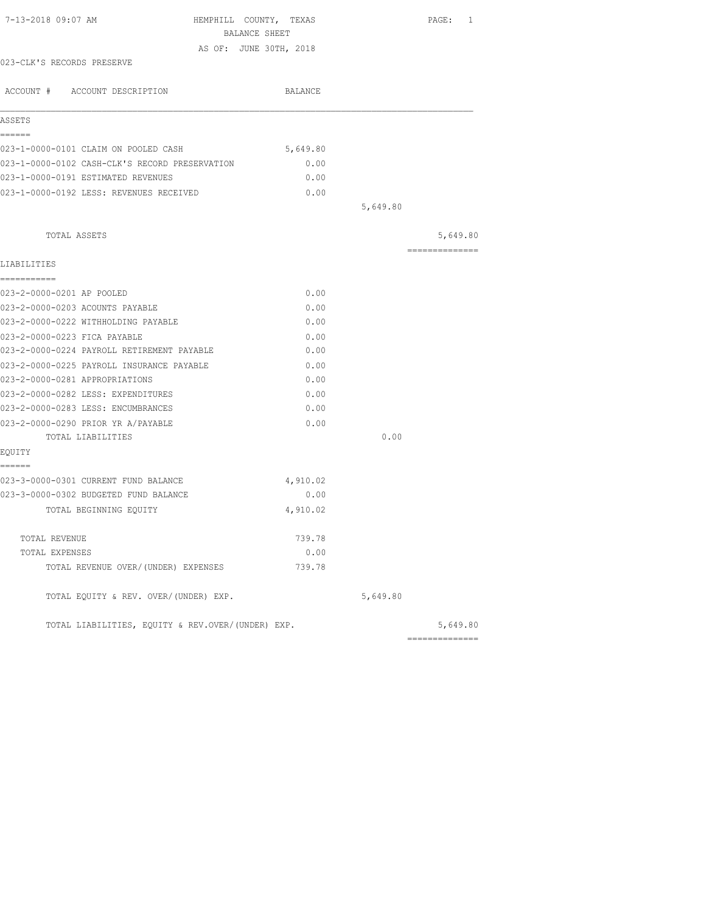HEMPHILL COUNTY, TEXAS
BALANCE SHEET
AS OF: JUNE 30TH, 2018

023-CLK'S RECORDS PRESERVE

| ACCOUNT # ACCOUNT DESCRIPTION | BALANCE | | |
|---|---|---|---|
| **ASSETS** | | | |
| 023-1-0000-0101 CLAIM ON POOLED CASH | 5,649.80 | | |
| 023-1-0000-0102 CASH-CLK'S RECORD PRESERVATION | 0.00 | | |
| 023-1-0000-0191 ESTIMATED REVENUES | 0.00 | | |
| 023-1-0000-0192 LESS: REVENUES RECEIVED | 0.00 | | |
| | | 5,649.80 | |
| TOTAL ASSETS | | | 5,649.80 |
| **LIABILITIES** | | | |
| 023-2-0000-0201 AP POOLED | 0.00 | | |
| 023-2-0000-0203 ACOUNTS PAYABLE | 0.00 | | |
| 023-2-0000-0222 WITHHOLDING PAYABLE | 0.00 | | |
| 023-2-0000-0223 FICA PAYABLE | 0.00 | | |
| 023-2-0000-0224 PAYROLL RETIREMENT PAYABLE | 0.00 | | |
| 023-2-0000-0225 PAYROLL INSURANCE PAYABLE | 0.00 | | |
| 023-2-0000-0281 APPROPRIATIONS | 0.00 | | |
| 023-2-0000-0282 LESS: EXPENDITURES | 0.00 | | |
| 023-2-0000-0283 LESS: ENCUMBRANCES | 0.00 | | |
| 023-2-0000-0290 PRIOR YR A/PAYABLE | 0.00 | | |
| TOTAL LIABILITIES | | 0.00 | |
| **EQUITY** | | | |
| 023-3-0000-0301 CURRENT FUND BALANCE | 4,910.02 | | |
| 023-3-0000-0302 BUDGETED FUND BALANCE | 0.00 | | |
| TOTAL BEGINNING EQUITY | 4,910.02 | | |
| TOTAL REVENUE | 739.78 | | |
| TOTAL EXPENSES | 0.00 | | |
| TOTAL REVENUE OVER/(UNDER) EXPENSES | 739.78 | | |
| TOTAL EQUITY & REV. OVER/(UNDER) EXP. | | 5,649.80 | |
| TOTAL LIABILITIES, EQUITY & REV.OVER/(UNDER) EXP. | | | 5,649.80 |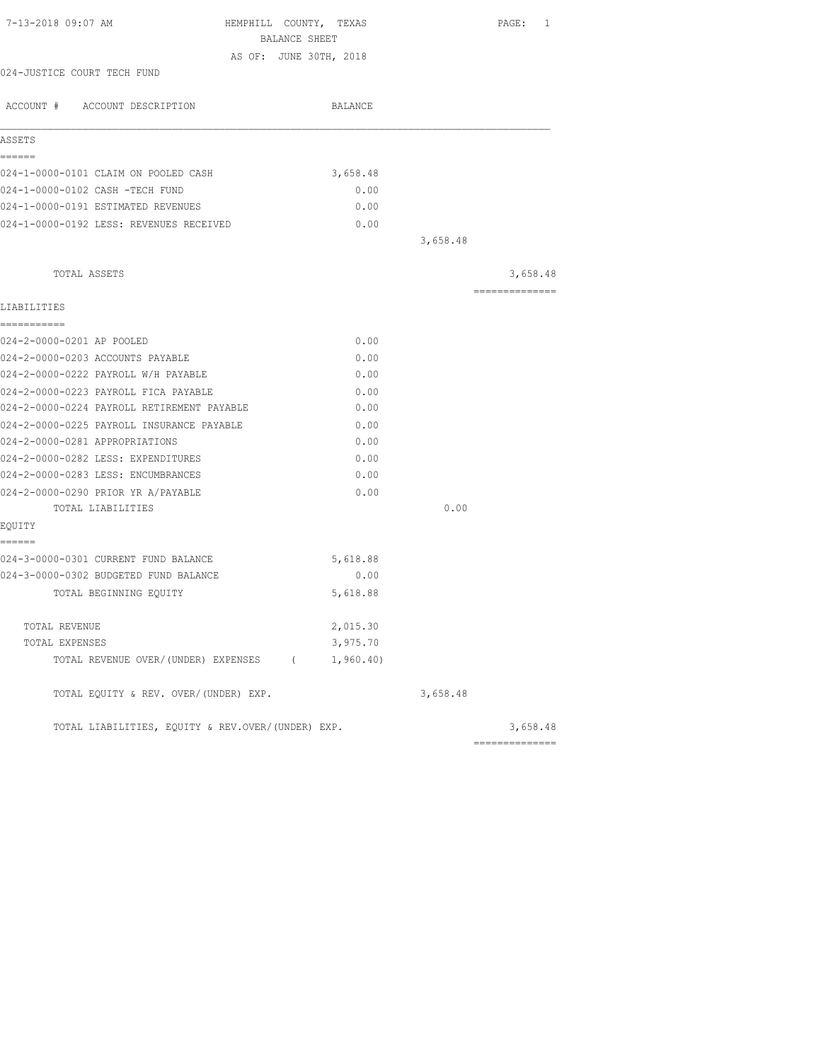HEMPHILL COUNTY, TEXAS
BALANCE SHEET
AS OF: JUNE 30TH, 2018

024-JUSTICE COURT TECH FUND

| ACCOUNT # ACCOUNT DESCRIPTION | BALANCE | | |
|---|---|---|---|
| **ASSETS** | | | |
| 024-1-0000-0101 CLAIM ON POOLED CASH | 3,658.48 | | |
| 024-1-0000-0102 CASH -TECH FUND | 0.00 | | |
| 024-1-0000-0191 ESTIMATED REVENUES | 0.00 | | |
| 024-1-0000-0192 LESS: REVENUES RECEIVED | 0.00 | | |
| | | 3,658.48 | |
| TOTAL ASSETS | | | 3,658.48 |
| **LIABILITIES** | | | |
| 024-2-0000-0201 AP POOLED | 0.00 | | |
| 024-2-0000-0203 ACCOUNTS PAYABLE | 0.00 | | |
| 024-2-0000-0222 PAYROLL W/H PAYABLE | 0.00 | | |
| 024-2-0000-0223 PAYROLL FICA PAYABLE | 0.00 | | |
| 024-2-0000-0224 PAYROLL RETIREMENT PAYABLE | 0.00 | | |
| 024-2-0000-0225 PAYROLL INSURANCE PAYABLE | 0.00 | | |
| 024-2-0000-0281 APPROPRIATIONS | 0.00 | | |
| 024-2-0000-0282 LESS: EXPENDITURES | 0.00 | | |
| 024-2-0000-0283 LESS: ENCUMBRANCES | 0.00 | | |
| 024-2-0000-0290 PRIOR YR A/PAYABLE | 0.00 | | |
| TOTAL LIABILITIES | | 0.00 | |
| **EQUITY** | | | |
| 024-3-0000-0301 CURRENT FUND BALANCE | 5,618.88 | | |
| 024-3-0000-0302 BUDGETED FUND BALANCE | 0.00 | | |
| TOTAL BEGINNING EQUITY | 5,618.88 | | |
| TOTAL REVENUE | 2,015.30 | | |
| TOTAL EXPENSES | 3,975.70 | | |
| TOTAL REVENUE OVER/(UNDER) EXPENSES | ( 1,960.40) | | |
| TOTAL EQUITY & REV. OVER/(UNDER) EXP. | | 3,658.48 | |
| TOTAL LIABILITIES, EQUITY & REV.OVER/(UNDER) EXP. | | | 3,658.48 |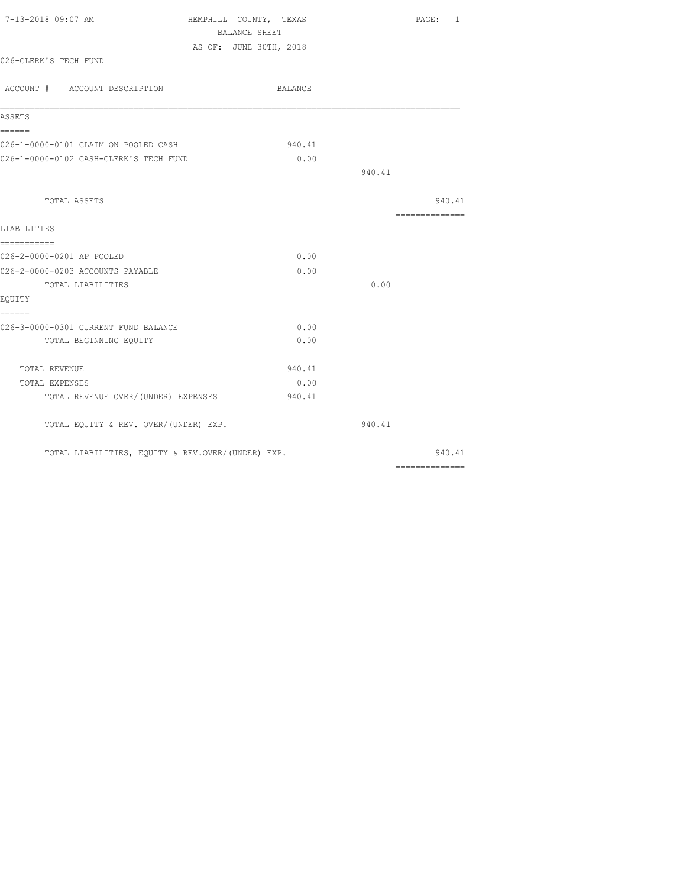7-13-2018 09:07 AM

# HEMPHILL COUNTY, TEXAS

## BALANCE SHEET

AS OF: JUNE 30TH, 2018

026-CLERK'S TECH FUND

| ACCOUNT # ACCOUNT DESCRIPTION | BALANCE | | |
|---|---|---|---|
| **ASSETS** | | | |
| 026-1-0000-0101 CLAIM ON POOLED CASH | 940.41 | | |
| 026-1-0000-0102 CASH-CLERK'S TECH FUND | 0.00 | | |
| | | 940.41 | |
| TOTAL ASSETS | | | 940.41 |
| **LIABILITIES** | | | |
| 026-2-0000-0201 AP POOLED | 0.00 | | |
| 026-2-0000-0203 ACCOUNTS PAYABLE | 0.00 | | |
| TOTAL LIABILITIES | | 0.00 | |
| **EQUITY** | | | |
| 026-3-0000-0301 CURRENT FUND BALANCE | 0.00 | | |
| TOTAL BEGINNING EQUITY | 0.00 | | |
| TOTAL REVENUE | 940.41 | | |
| TOTAL EXPENSES | 0.00 | | |
| TOTAL REVENUE OVER/(UNDER) EXPENSES | 940.41 | | |
| TOTAL EQUITY & REV. OVER/(UNDER) EXP. | | 940.41 | |
| TOTAL LIABILITIES, EQUITY & REV.OVER/(UNDER) EXP. | | | 940.41 |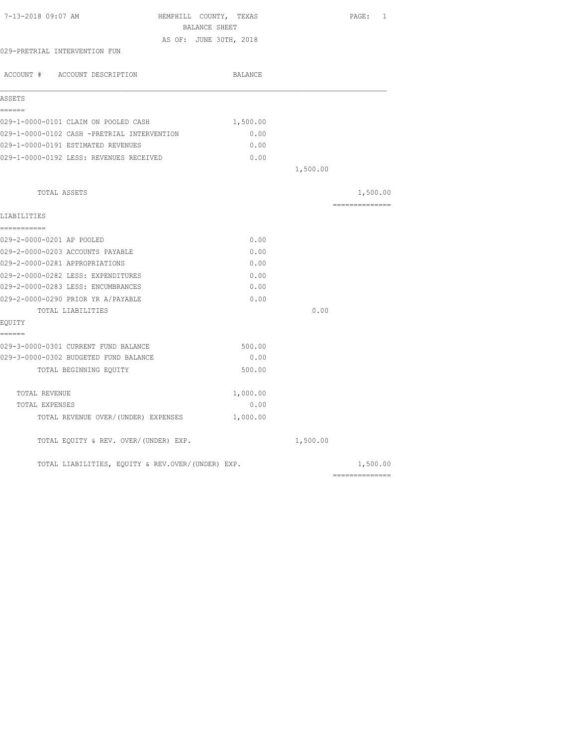7-13-2018 09:07 AM

# HEMPHILL COUNTY, TEXAS

## BALANCE SHEET

AS OF: JUNE 30TH, 2018

029-PRETRIAL INTERVENTION FUN

| ACCOUNT # ACCOUNT DESCRIPTION | BALANCE | | |
|---|---|---|---|
| **ASSETS** | | | |
| 029-1-0000-0101 CLAIM ON POOLED CASH | 1,500.00 | | |
| 029-1-0000-0102 CASH -PRETRIAL INTERVENTION | 0.00 | | |
| 029-1-0000-0191 ESTIMATED REVENUES | 0.00 | | |
| 029-1-0000-0192 LESS: REVENUES RECEIVED | 0.00 | | |
| | | 1,500.00 | |
| TOTAL ASSETS | | | 1,500.00 |
| **LIABILITIES** | | | |
| 029-2-0000-0201 AP POOLED | 0.00 | | |
| 029-2-0000-0203 ACCOUNTS PAYABLE | 0.00 | | |
| 029-2-0000-0281 APPROPRIATIONS | 0.00 | | |
| 029-2-0000-0282 LESS: EXPENDITURES | 0.00 | | |
| 029-2-0000-0283 LESS: ENCUMBRANCES | 0.00 | | |
| 029-2-0000-0290 PRIOR YR A/PAYABLE | 0.00 | | |
| TOTAL LIABILITIES | | 0.00 | |
| **EQUITY** | | | |
| 029-3-0000-0301 CURRENT FUND BALANCE | 500.00 | | |
| 029-3-0000-0302 BUDGETED FUND BALANCE | 0.00 | | |
| TOTAL BEGINNING EQUITY | 500.00 | | |
| TOTAL REVENUE | 1,000.00 | | |
| TOTAL EXPENSES | 0.00 | | |
| TOTAL REVENUE OVER/(UNDER) EXPENSES | 1,000.00 | | |
| TOTAL EQUITY & REV. OVER/(UNDER) EXP. | | 1,500.00 | |
| TOTAL LIABILITIES, EQUITY & REV.OVER/(UNDER) EXP. | | | 1,500.00 |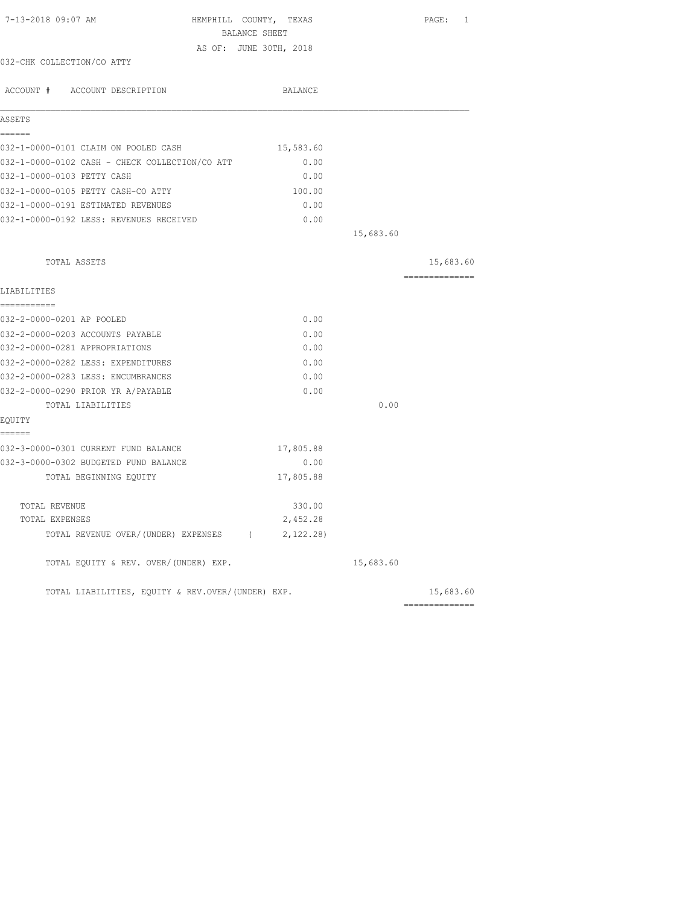HEMPHILL COUNTY, TEXAS
BALANCE SHEET
AS OF: JUNE 30TH, 2018

7-13-2018 09:07 AM

032-CHK COLLECTION/CO ATTY

| ACCOUNT # ACCOUNT DESCRIPTION | BALANCE | | |
|---|---|---|---|
| **ASSETS** | | | |
| 032-1-0000-0101 CLAIM ON POOLED CASH | 15,583.60 | | |
| 032-1-0000-0102 CASH - CHECK COLLECTION/CO ATT | 0.00 | | |
| 032-1-0000-0103 PETTY CASH | 0.00 | | |
| 032-1-0000-0105 PETTY CASH-CO ATTY | 100.00 | | |
| 032-1-0000-0191 ESTIMATED REVENUES | 0.00 | | |
| 032-1-0000-0192 LESS: REVENUES RECEIVED | 0.00 | | |
| | | 15,683.60 | |
| TOTAL ASSETS | | | 15,683.60 |
| **LIABILITIES** | | | |
| 032-2-0000-0201 AP POOLED | 0.00 | | |
| 032-2-0000-0203 ACCOUNTS PAYABLE | 0.00 | | |
| 032-2-0000-0281 APPROPRIATIONS | 0.00 | | |
| 032-2-0000-0282 LESS: EXPENDITURES | 0.00 | | |
| 032-2-0000-0283 LESS: ENCUMBRANCES | 0.00 | | |
| 032-2-0000-0290 PRIOR YR A/PAYABLE | 0.00 | | |
| TOTAL LIABILITIES | | 0.00 | |
| **EQUITY** | | | |
| 032-3-0000-0301 CURRENT FUND BALANCE | 17,805.88 | | |
| 032-3-0000-0302 BUDGETED FUND BALANCE | 0.00 | | |
| TOTAL BEGINNING EQUITY | 17,805.88 | | |
| TOTAL REVENUE | 330.00 | | |
| TOTAL EXPENSES | 2,452.28 | | |
| TOTAL REVENUE OVER/(UNDER) EXPENSES | ( 2,122.28) | | |
| TOTAL EQUITY & REV. OVER/(UNDER) EXP. | | 15,683.60 | |
| TOTAL LIABILITIES, EQUITY & REV.OVER/(UNDER) EXP. | | | 15,683.60 |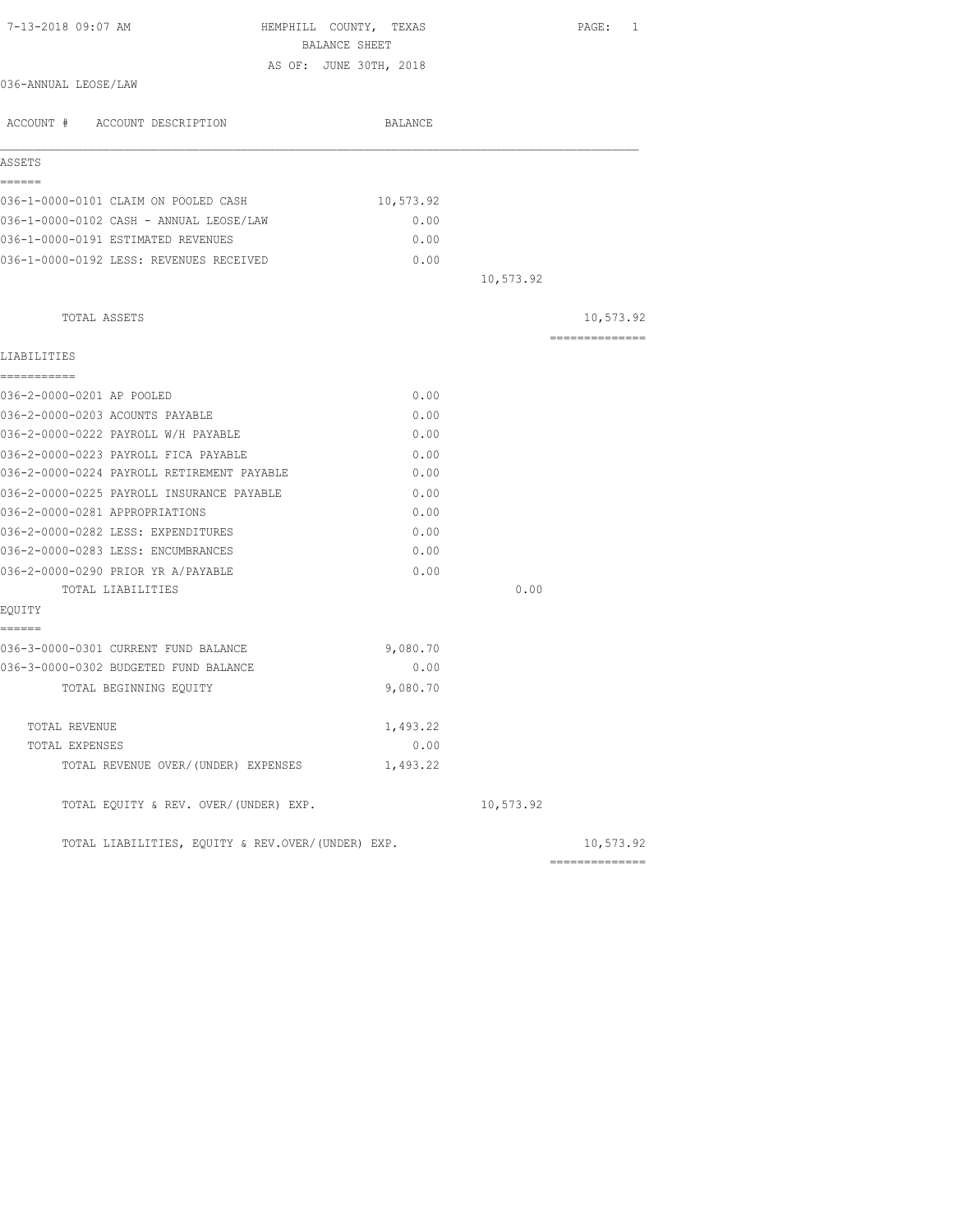HEMPHILL COUNTY, TEXAS
BALANCE SHEET
AS OF: JUNE 30TH, 2018

7-13-2018 09:07 AM

036-ANNUAL LEOSE/LAW

| ACCOUNT # ACCOUNT DESCRIPTION | BALANCE | | |
|---|---|---|---|
| **ASSETS** | | | |
| 036-1-0000-0101 CLAIM ON POOLED CASH | 10,573.92 | | |
| 036-1-0000-0102 CASH - ANNUAL LEOSE/LAW | 0.00 | | |
| 036-1-0000-0191 ESTIMATED REVENUES | 0.00 | | |
| 036-1-0000-0192 LESS: REVENUES RECEIVED | 0.00 | | |
| | | 10,573.92 | |
| TOTAL ASSETS | | | 10,573.92 |
| **LIABILITIES** | | | |
| 036-2-0000-0201 AP POOLED | 0.00 | | |
| 036-2-0000-0203 ACOUNTS PAYABLE | 0.00 | | |
| 036-2-0000-0222 PAYROLL W/H PAYABLE | 0.00 | | |
| 036-2-0000-0223 PAYROLL FICA PAYABLE | 0.00 | | |
| 036-2-0000-0224 PAYROLL RETIREMENT PAYABLE | 0.00 | | |
| 036-2-0000-0225 PAYROLL INSURANCE PAYABLE | 0.00 | | |
| 036-2-0000-0281 APPROPRIATIONS | 0.00 | | |
| 036-2-0000-0282 LESS: EXPENDITURES | 0.00 | | |
| 036-2-0000-0283 LESS: ENCUMBRANCES | 0.00 | | |
| 036-2-0000-0290 PRIOR YR A/PAYABLE | 0.00 | | |
| TOTAL LIABILITIES | | 0.00 | |
| **EQUITY** | | | |
| 036-3-0000-0301 CURRENT FUND BALANCE | 9,080.70 | | |
| 036-3-0000-0302 BUDGETED FUND BALANCE | 0.00 | | |
| TOTAL BEGINNING EQUITY | 9,080.70 | | |
| TOTAL REVENUE | 1,493.22 | | |
| TOTAL EXPENSES | 0.00 | | |
| TOTAL REVENUE OVER/(UNDER) EXPENSES | 1,493.22 | | |
| TOTAL EQUITY & REV. OVER/(UNDER) EXP. | | 10,573.92 | |
| TOTAL LIABILITIES, EQUITY & REV.OVER/(UNDER) EXP. | | | 10,573.92 |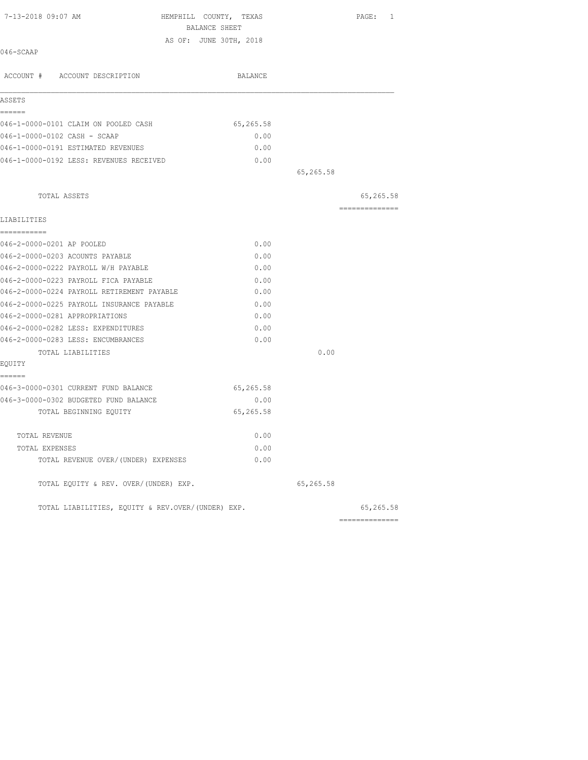HEMPHILL COUNTY, TEXAS

BALANCE SHEET

AS OF: JUNE 30TH, 2018

046-SCAAP

| ACCOUNT # ACCOUNT DESCRIPTION | BALANCE | | |
|---|---|---|---|
| **ASSETS** | | | |
| 046-1-0000-0101 CLAIM ON POOLED CASH | 65,265.58 | | |
| 046-1-0000-0102 CASH - SCAAP | 0.00 | | |
| 046-1-0000-0191 ESTIMATED REVENUES | 0.00 | | |
| 046-1-0000-0192 LESS: REVENUES RECEIVED | 0.00 | | |
| | | 65,265.58 | |
| TOTAL ASSETS | | | 65,265.58 |
| **LIABILITIES** | | | |
| 046-2-0000-0201 AP POOLED | 0.00 | | |
| 046-2-0000-0203 ACOUNTS PAYABLE | 0.00 | | |
| 046-2-0000-0222 PAYROLL W/H PAYABLE | 0.00 | | |
| 046-2-0000-0223 PAYROLL FICA PAYABLE | 0.00 | | |
| 046-2-0000-0224 PAYROLL RETIREMENT PAYABLE | 0.00 | | |
| 046-2-0000-0225 PAYROLL INSURANCE PAYABLE | 0.00 | | |
| 046-2-0000-0281 APPROPRIATIONS | 0.00 | | |
| 046-2-0000-0282 LESS: EXPENDITURES | 0.00 | | |
| 046-2-0000-0283 LESS: ENCUMBRANCES | 0.00 | | |
| TOTAL LIABILITIES | | 0.00 | |
| **EQUITY** | | | |
| 046-3-0000-0301 CURRENT FUND BALANCE | 65,265.58 | | |
| 046-3-0000-0302 BUDGETED FUND BALANCE | 0.00 | | |
| TOTAL BEGINNING EQUITY | 65,265.58 | | |
| TOTAL REVENUE | 0.00 | | |
| TOTAL EXPENSES | 0.00 | | |
| TOTAL REVENUE OVER/(UNDER) EXPENSES | 0.00 | | |
| TOTAL EQUITY & REV. OVER/(UNDER) EXP. | | 65,265.58 | |
| TOTAL LIABILITIES, EQUITY & REV.OVER/(UNDER) EXP. | | | 65,265.58 |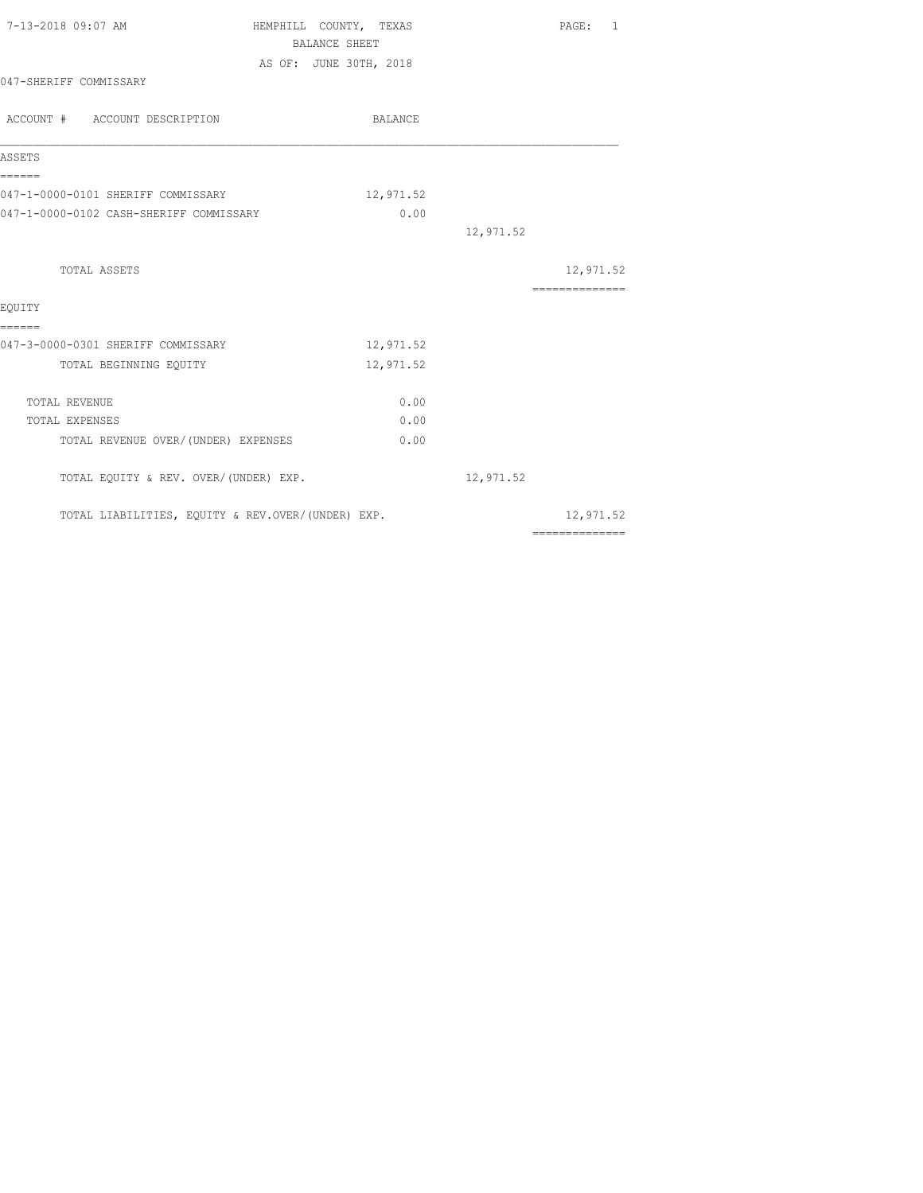7-13-2018 09:07 AM HEMPHILL COUNTY, TEXAS

BALANCE SHEET

AS OF: JUNE 30TH, 2018

047-SHERIFF COMMISSARY

| ACCOUNT # ACCOUNT DESCRIPTION | BALANCE | | |
|---|---|---|---|
| **ASSETS** | | | |
| 047-1-0000-0101 SHERIFF COMMISSARY | 12,971.52 | | |
| 047-1-0000-0102 CASH-SHERIFF COMMISSARY | 0.00 | | |
| | | 12,971.52 | |
| TOTAL ASSETS | | | 12,971.52 |
| **EQUITY** | | | |
| 047-3-0000-0301 SHERIFF COMMISSARY | 12,971.52 | | |
| TOTAL BEGINNING EQUITY | 12,971.52 | | |
| TOTAL REVENUE | 0.00 | | |
| TOTAL EXPENSES | 0.00 | | |
| TOTAL REVENUE OVER/(UNDER) EXPENSES | 0.00 | | |
| TOTAL EQUITY & REV. OVER/(UNDER) EXP. | | 12,971.52 | |
| TOTAL LIABILITIES, EQUITY & REV.OVER/(UNDER) EXP. | | | 12,971.52 |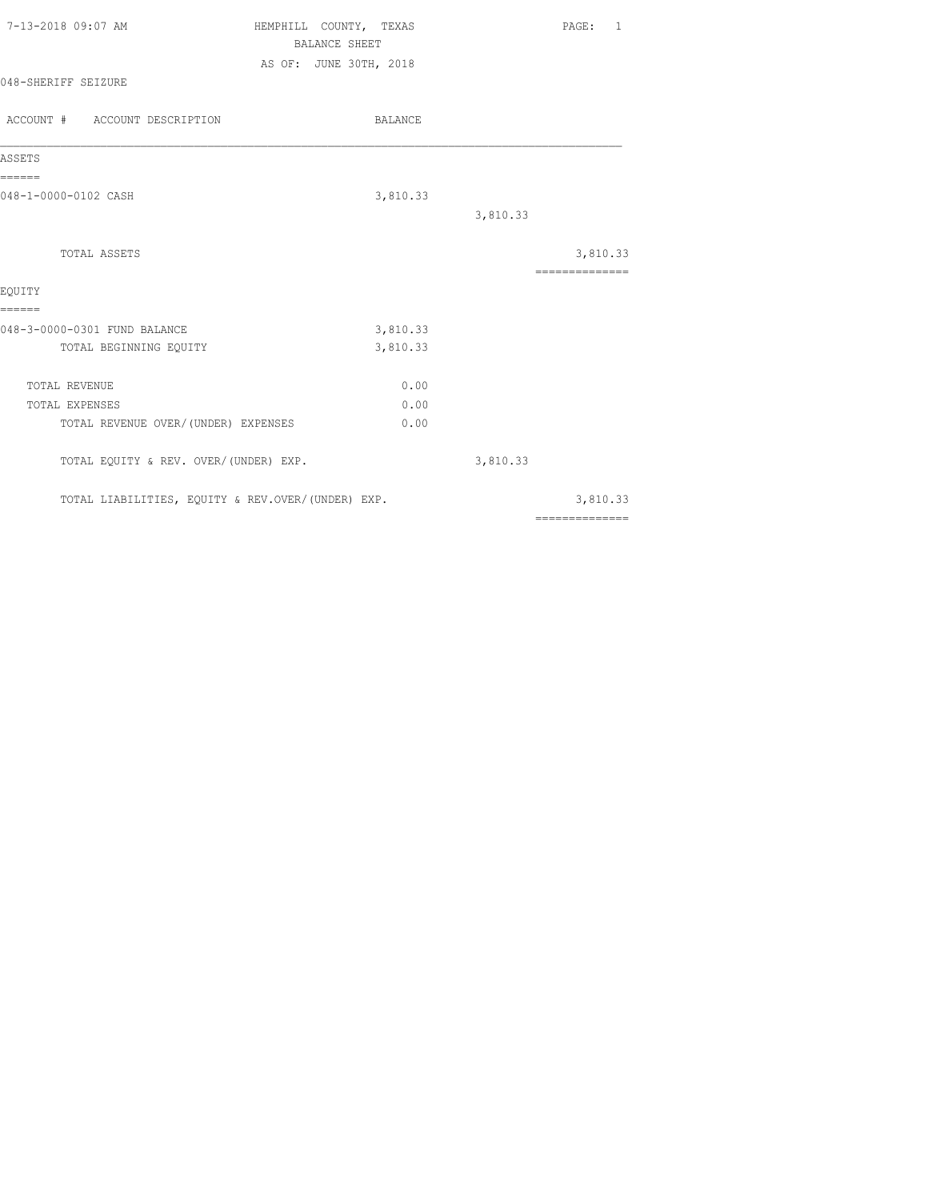7-13-2018 09:07 AM

# HEMPHILL COUNTY, TEXAS
## BALANCE SHEET
### AS OF: JUNE 30TH, 2018

048-SHERIFF SEIZURE

| ACCOUNT # ACCOUNT DESCRIPTION | BALANCE | | |
|---|---|---|---|
| **ASSETS** | | | |
| 048-1-0000-0102 CASH | 3,810.33 | | |
| | | 3,810.33 | |
| TOTAL ASSETS | | | 3,810.33 |
| **EQUITY** | | | |
| 048-3-0000-0301 FUND BALANCE | 3,810.33 | | |
| TOTAL BEGINNING EQUITY | 3,810.33 | | |
| TOTAL REVENUE | 0.00 | | |
| TOTAL EXPENSES | 0.00 | | |
| TOTAL REVENUE OVER/(UNDER) EXPENSES | 0.00 | | |
| TOTAL EQUITY & REV. OVER/(UNDER) EXP. | | 3,810.33 | |
| TOTAL LIABILITIES, EQUITY & REV.OVER/(UNDER) EXP. | | | 3,810.33 |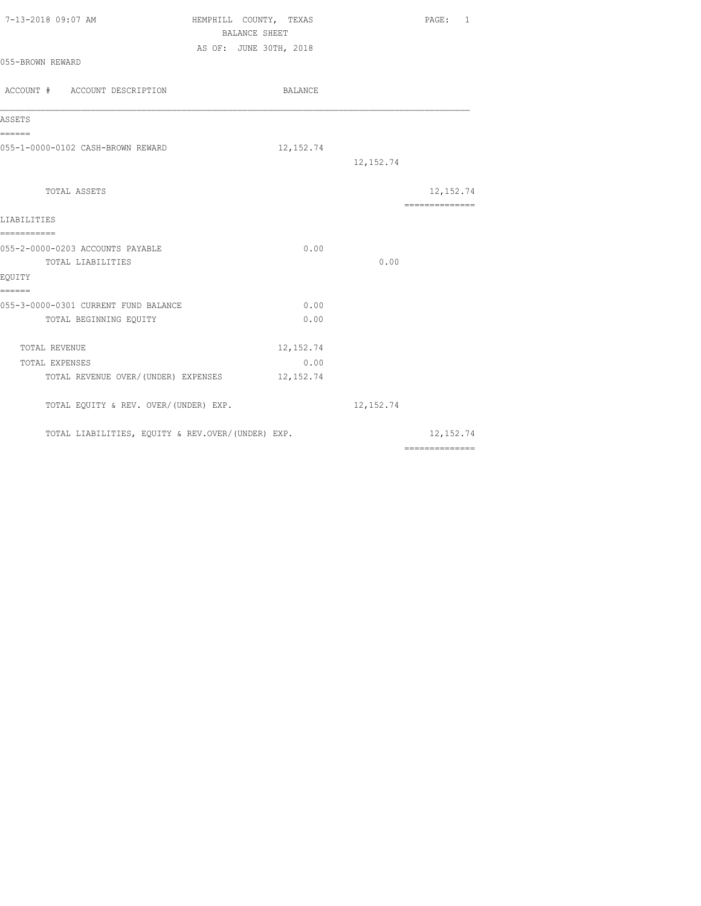7-13-2018 09:07 AM HEMPHILL COUNTY, TEXAS PAGE: 1

BALANCE SHEET

AS OF: JUNE 30TH, 2018

055-BROWN REWARD

| ACCOUNT # ACCOUNT DESCRIPTION | BALANCE | | |
|---|---|---|---|
| **ASSETS** | | | |
| 055-1-0000-0102 CASH-BROWN REWARD | 12,152.74 | | |
| | | 12,152.74 | |
| TOTAL ASSETS | | | 12,152.74 |
| **LIABILITIES** | | | |
| 055-2-0000-0203 ACCOUNTS PAYABLE | 0.00 | | |
| TOTAL LIABILITIES | | 0.00 | |
| **EQUITY** | | | |
| 055-3-0000-0301 CURRENT FUND BALANCE | 0.00 | | |
| TOTAL BEGINNING EQUITY | 0.00 | | |
| TOTAL REVENUE | 12,152.74 | | |
| TOTAL EXPENSES | 0.00 | | |
| TOTAL REVENUE OVER/(UNDER) EXPENSES | 12,152.74 | | |
| TOTAL EQUITY & REV. OVER/(UNDER) EXP. | | 12,152.74 | |
| TOTAL LIABILITIES, EQUITY & REV.OVER/(UNDER) EXP. | | | 12,152.74 |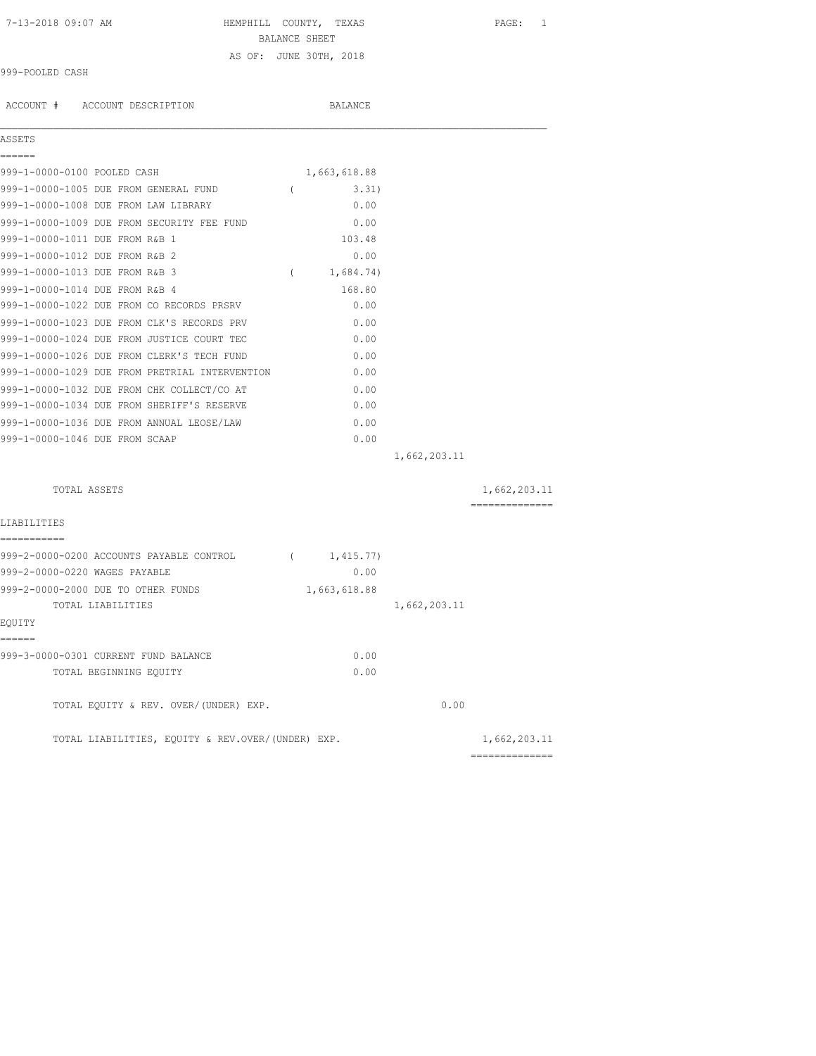7-13-2018 09:07 AM

HEMPHILL COUNTY, TEXAS
BALANCE SHEET
AS OF: JUNE 30TH, 2018

999-POOLED CASH

| ACCOUNT # ACCOUNT DESCRIPTION | BALANCE | | |
|---|---|---|---|
| **ASSETS** | | | |
| 999-1-0000-0100 POOLED CASH | 1,663,618.88 | | |
| 999-1-0000-1005 DUE FROM GENERAL FUND | ( 3.31) | | |
| 999-1-0000-1008 DUE FROM LAW LIBRARY | 0.00 | | |
| 999-1-0000-1009 DUE FROM SECURITY FEE FUND | 0.00 | | |
| 999-1-0000-1011 DUE FROM R&B 1 | 103.48 | | |
| 999-1-0000-1012 DUE FROM R&B 2 | 0.00 | | |
| 999-1-0000-1013 DUE FROM R&B 3 | ( 1,684.74) | | |
| 999-1-0000-1014 DUE FROM R&B 4 | 168.80 | | |
| 999-1-0000-1022 DUE FROM CO RECORDS PRSRV | 0.00 | | |
| 999-1-0000-1023 DUE FROM CLK'S RECORDS PRV | 0.00 | | |
| 999-1-0000-1024 DUE FROM JUSTICE COURT TEC | 0.00 | | |
| 999-1-0000-1026 DUE FROM CLERK'S TECH FUND | 0.00 | | |
| 999-1-0000-1029 DUE FROM PRETRIAL INTERVENTION | 0.00 | | |
| 999-1-0000-1032 DUE FROM CHK COLLECT/CO AT | 0.00 | | |
| 999-1-0000-1034 DUE FROM SHERIFF'S RESERVE | 0.00 | | |
| 999-1-0000-1036 DUE FROM ANNUAL LEOSE/LAW | 0.00 | | |
| 999-1-0000-1046 DUE FROM SCAAP | 0.00 | | |
| | | 1,662,203.11 | |
| TOTAL ASSETS | | | 1,662,203.11 |
| **LIABILITIES** | | | |
| 999-2-0000-0200 ACCOUNTS PAYABLE CONTROL | ( 1,415.77) | | |
| 999-2-0000-0220 WAGES PAYABLE | 0.00 | | |
| 999-2-0000-2000 DUE TO OTHER FUNDS | 1,663,618.88 | | |
| TOTAL LIABILITIES | | 1,662,203.11 | |
| **EQUITY** | | | |
| 999-3-0000-0301 CURRENT FUND BALANCE | 0.00 | | |
| TOTAL BEGINNING EQUITY | 0.00 | | |
| TOTAL EQUITY & REV. OVER/(UNDER) EXP. | | 0.00 | |
| TOTAL LIABILITIES, EQUITY & REV.OVER/(UNDER) EXP. | | | 1,662,203.11 |